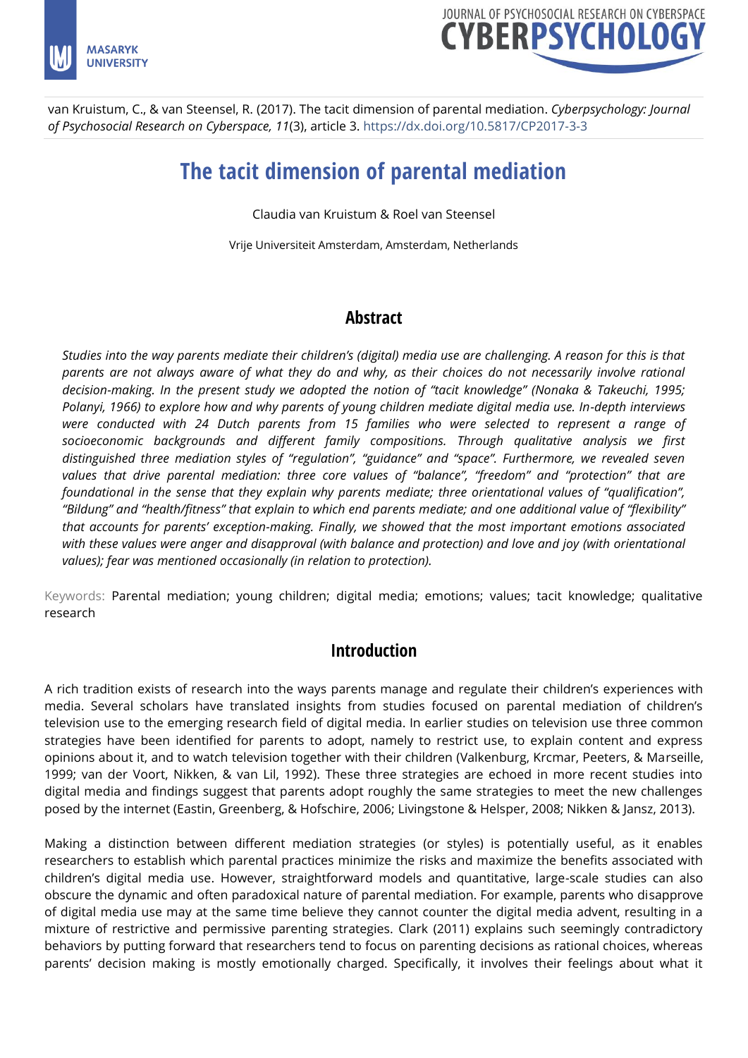van Kruistum, C., & van Steensel, R. (2017). The tacit dimension of parental mediation. *Cyberpsychology: Journal of Psychosocial Research on Cyberspace, 11*(3), article 3. https://dx.doi.org/10.5817/CP2017-3-3

# The tacit dimension of parental mediation

Claudia van Kruistum & Roel van Steensel

Vrije Universiteit Amsterdam, Amsterdam, Netherlands

## Abstract

*Studies into the way parents mediate their children's (digital) media use are challenging. A reason for this is that parents are not always aware of what they do and why, as their choices do not necessarily involve rational decision-making. In the present study we adopted the notion of "tacit knowledge" (Nonaka & Takeuchi, 1995; Polanyi, 1966) to explore how and why parents of young children mediate digital media use. In-depth interviews were conducted with 24 Dutch parents from 15 families who were selected to represent a range of socioeconomic backgrounds and different family compositions. Through qualitative analysis we first distinguished three mediation styles of "regulation", "guidance" and "space". Furthermore, we revealed seven values that drive parental mediation: three core values of "balance", "freedom" and "protection" that are foundational in the sense that they explain why parents mediate; three orientational values of "qualification", "Bildung" and "health/fitness" that explain to which end parents mediate; and one additional value of "flexibility" that accounts for parents' exception-making. Finally, we showed that the most important emotions associated with these values were anger and disapproval (with balance and protection) and love and joy (with orientational values); fear was mentioned occasionally (in relation to protection).*

Keywords: Parental mediation; young children; digital media; emotions; values; tacit knowledge; qualitative research

## Introduction

A rich tradition exists of research into the ways parents manage and regulate their children's experiences with media. Several scholars have translated insights from studies focused on parental mediation of children's television use to the emerging research field of digital media. In earlier studies on television use three common strategies have been identified for parents to adopt, namely to restrict use, to explain content and express opinions about it, and to watch television together with their children (Valkenburg, Krcmar, Peeters, & Marseille, 1999; van der Voort, Nikken, & van Lil, 1992). These three strategies are echoed in more recent studies into digital media and findings suggest that parents adopt roughly the same strategies to meet the new challenges posed by the internet (Eastin, Greenberg, & Hofschire, 2006; Livingstone & Helsper, 2008; Nikken & Jansz, 2013).

Making a distinction between different mediation strategies (or styles) is potentially useful, as it enables researchers to establish which parental practices minimize the risks and maximize the benefits associated with children's digital media use. However, straightforward models and quantitative, large-scale studies can also obscure the dynamic and often paradoxical nature of parental mediation. For example, parents who disapprove of digital media use may at the same time believe they cannot counter the digital media advent, resulting in a mixture of restrictive and permissive parenting strategies. Clark (2011) explains such seemingly contradictory behaviors by putting forward that researchers tend to focus on parenting decisions as rational choices, whereas parents' decision making is mostly emotionally charged. Specifically, it involves their feelings about what it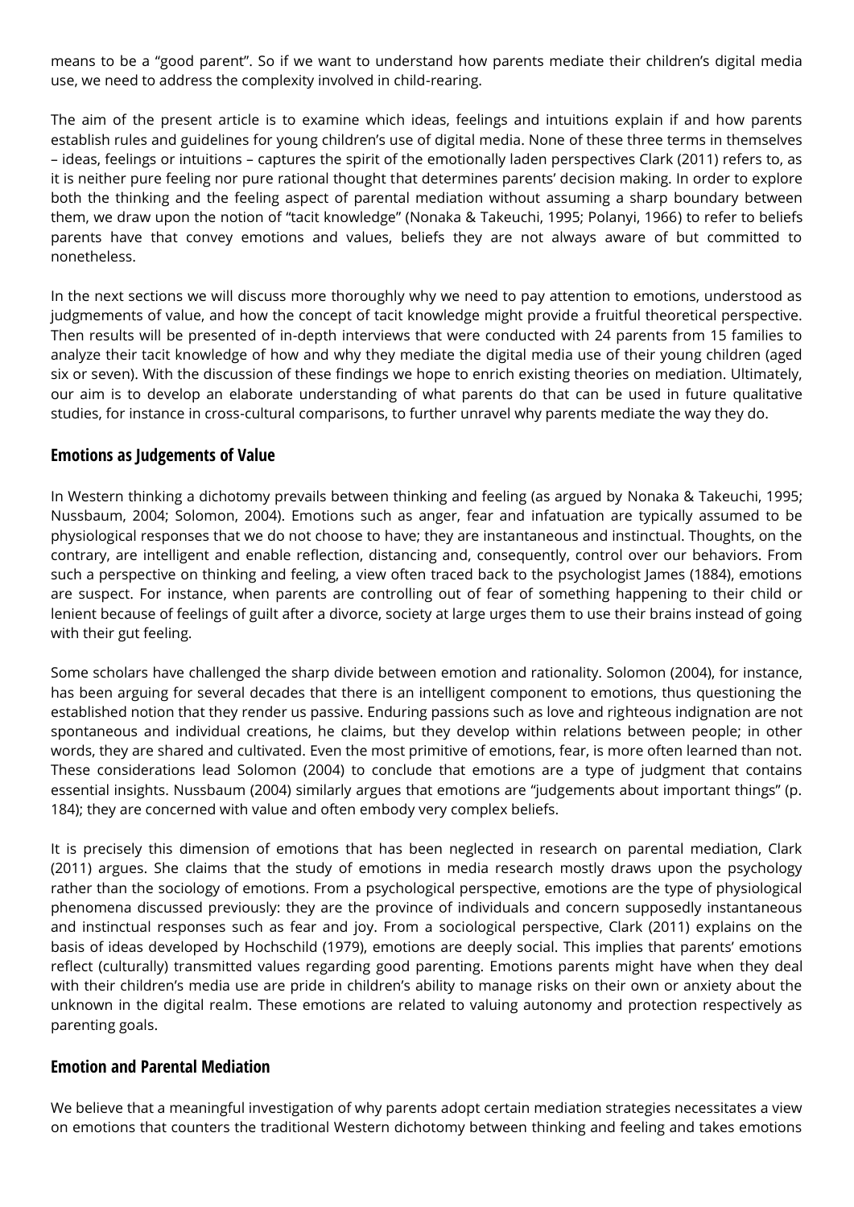means to be a "good parent". So if we want to understand how parents mediate their children's digital media use, we need to address the complexity involved in child-rearing.

The aim of the present article is to examine which ideas, feelings and intuitions explain if and how parents establish rules and guidelines for young children's use of digital media. None of these three terms in themselves – ideas, feelings or intuitions – captures the spirit of the emotionally laden perspectives Clark (2011) refers to, as it is neither pure feeling nor pure rational thought that determines parents' decision making. In order to explore both the thinking and the feeling aspect of parental mediation without assuming a sharp boundary between them, we draw upon the notion of "tacit knowledge" (Nonaka & Takeuchi, 1995; Polanyi, 1966) to refer to beliefs parents have that convey emotions and values, beliefs they are not always aware of but committed to nonetheless.

In the next sections we will discuss more thoroughly why we need to pay attention to emotions, understood as judgmements of value, and how the concept of tacit knowledge might provide a fruitful theoretical perspective. Then results will be presented of in-depth interviews that were conducted with 24 parents from 15 families to analyze their tacit knowledge of how and why they mediate the digital media use of their young children (aged six or seven). With the discussion of these findings we hope to enrich existing theories on mediation. Ultimately, our aim is to develop an elaborate understanding of what parents do that can be used in future qualitative studies, for instance in cross-cultural comparisons, to further unravel why parents mediate the way they do.

## Emotions as Judgements of Value

In Western thinking a dichotomy prevails between thinking and feeling (as argued by Nonaka & Takeuchi, 1995; Nussbaum, 2004; Solomon, 2004). Emotions such as anger, fear and infatuation are typically assumed to be physiological responses that we do not choose to have; they are instantaneous and instinctual. Thoughts, on the contrary, are intelligent and enable reflection, distancing and, consequently, control over our behaviors. From such a perspective on thinking and feeling, a view often traced back to the psychologist James (1884), emotions are suspect. For instance, when parents are controlling out of fear of something happening to their child or lenient because of feelings of guilt after a divorce, society at large urges them to use their brains instead of going with their gut feeling.

Some scholars have challenged the sharp divide between emotion and rationality. Solomon (2004), for instance, has been arguing for several decades that there is an intelligent component to emotions, thus questioning the established notion that they render us passive. Enduring passions such as love and righteous indignation are not spontaneous and individual creations, he claims, but they develop within relations between people; in other words, they are shared and cultivated. Even the most primitive of emotions, fear, is more often learned than not. These considerations lead Solomon (2004) to conclude that emotions are a type of judgment that contains essential insights. Nussbaum (2004) similarly argues that emotions are "judgements about important things" (p. 184); they are concerned with value and often embody very complex beliefs.

It is precisely this dimension of emotions that has been neglected in research on parental mediation, Clark (2011) argues. She claims that the study of emotions in media research mostly draws upon the psychology rather than the sociology of emotions. From a psychological perspective, emotions are the type of physiological phenomena discussed previously: they are the province of individuals and concern supposedly instantaneous and instinctual responses such as fear and joy. From a sociological perspective, Clark (2011) explains on the basis of ideas developed by Hochschild (1979), emotions are deeply social. This implies that parents' emotions reflect (culturally) transmitted values regarding good parenting. Emotions parents might have when they deal with their children's media use are pride in children's ability to manage risks on their own or anxiety about the unknown in the digital realm. These emotions are related to valuing autonomy and protection respectively as parenting goals.

## Emotion and Parental Mediation

We believe that a meaningful investigation of why parents adopt certain mediation strategies necessitates a view on emotions that counters the traditional Western dichotomy between thinking and feeling and takes emotions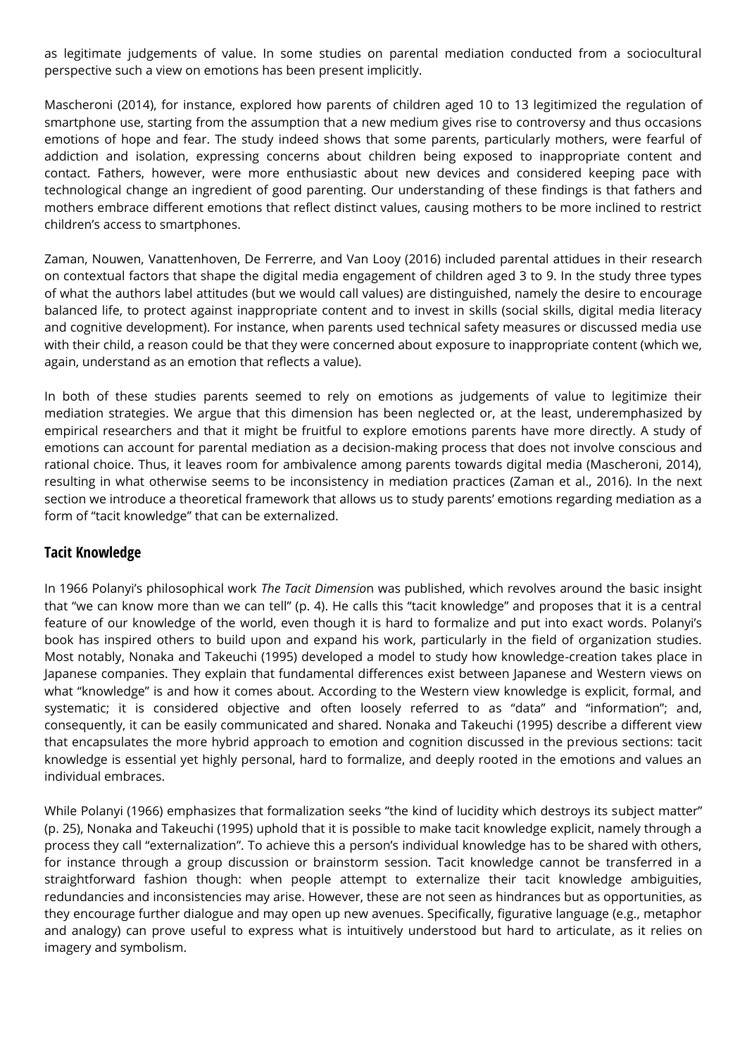as legitimate judgements of value. In some studies on parental mediation conducted from a sociocultural perspective such a view on emotions has been present implicitly.

Mascheroni (2014), for instance, explored how parents of children aged 10 to 13 legitimized the regulation of smartphone use, starting from the assumption that a new medium gives rise to controversy and thus occasions emotions of hope and fear. The study indeed shows that some parents, particularly mothers, were fearful of addiction and isolation, expressing concerns about children being exposed to inappropriate content and contact. Fathers, however, were more enthusiastic about new devices and considered keeping pace with technological change an ingredient of good parenting. Our understanding of these findings is that fathers and mothers embrace different emotions that reflect distinct values, causing mothers to be more inclined to restrict children's access to smartphones.

Zaman, Nouwen, Vanattenhoven, De Ferrerre, and Van Looy (2016) included parental attidues in their research on contextual factors that shape the digital media engagement of children aged 3 to 9. In the study three types of what the authors label attitudes (but we would call values) are distinguished, namely the desire to encourage balanced life, to protect against inappropriate content and to invest in skills (social skills, digital media literacy and cognitive development). For instance, when parents used technical safety measures or discussed media use with their child, a reason could be that they were concerned about exposure to inappropriate content (which we, again, understand as an emotion that reflects a value).

In both of these studies parents seemed to rely on emotions as judgements of value to legitimize their mediation strategies. We argue that this dimension has been neglected or, at the least, underemphasized by empirical researchers and that it might be fruitful to explore emotions parents have more directly. A study of emotions can account for parental mediation as a decision-making process that does not involve conscious and rational choice. Thus, it leaves room for ambivalence among parents towards digital media (Mascheroni, 2014), resulting in what otherwise seems to be inconsistency in mediation practices (Zaman et al., 2016). In the next section we introduce a theoretical framework that allows us to study parents' emotions regarding mediation as a form of "tacit knowledge" that can be externalized.

## Tacit Knowledge

In 1966 Polanyi's philosophical work *The Tacit Dimensio*n was published, which revolves around the basic insight that "we can know more than we can tell" (p. 4). He calls this "tacit knowledge" and proposes that it is a central feature of our knowledge of the world, even though it is hard to formalize and put into exact words. Polanyi's book has inspired others to build upon and expand his work, particularly in the field of organization studies. Most notably, Nonaka and Takeuchi (1995) developed a model to study how knowledge-creation takes place in Japanese companies. They explain that fundamental differences exist between Japanese and Western views on what "knowledge" is and how it comes about. According to the Western view knowledge is explicit, formal, and systematic; it is considered objective and often loosely referred to as "data" and "information"; and, consequently, it can be easily communicated and shared. Nonaka and Takeuchi (1995) describe a different view that encapsulates the more hybrid approach to emotion and cognition discussed in the previous sections: tacit knowledge is essential yet highly personal, hard to formalize, and deeply rooted in the emotions and values an individual embraces.

While Polanyi (1966) emphasizes that formalization seeks "the kind of lucidity which destroys its subject matter" (p. 25), Nonaka and Takeuchi (1995) uphold that it is possible to make tacit knowledge explicit, namely through a process they call "externalization". To achieve this a person's individual knowledge has to be shared with others, for instance through a group discussion or brainstorm session. Tacit knowledge cannot be transferred in a straightforward fashion though: when people attempt to externalize their tacit knowledge ambiguities, redundancies and inconsistencies may arise. However, these are not seen as hindrances but as opportunities, as they encourage further dialogue and may open up new avenues. Specifically, figurative language (e.g., metaphor and analogy) can prove useful to express what is intuitively understood but hard to articulate, as it relies on imagery and symbolism.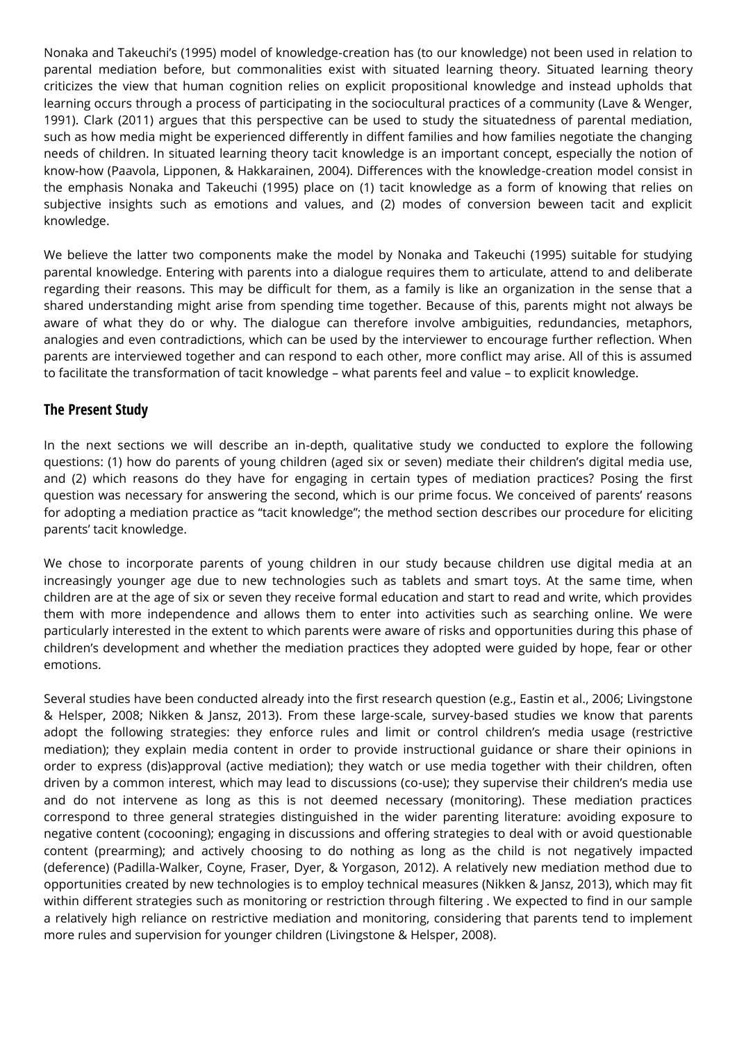Nonaka and Takeuchi's (1995) model of knowledge-creation has (to our knowledge) not been used in relation to parental mediation before, but commonalities exist with situated learning theory. Situated learning theory criticizes the view that human cognition relies on explicit propositional knowledge and instead upholds that learning occurs through a process of participating in the sociocultural practices of a community (Lave & Wenger, 1991). Clark (2011) argues that this perspective can be used to study the situatedness of parental mediation, such as how media might be experienced differently in diffent families and how families negotiate the changing needs of children. In situated learning theory tacit knowledge is an important concept, especially the notion of know-how (Paavola, Lipponen, & Hakkarainen, 2004). Differences with the knowledge-creation model consist in the emphasis Nonaka and Takeuchi (1995) place on (1) tacit knowledge as a form of knowing that relies on subjective insights such as emotions and values, and (2) modes of conversion beween tacit and explicit knowledge.

We believe the latter two components make the model by Nonaka and Takeuchi (1995) suitable for studying parental knowledge. Entering with parents into a dialogue requires them to articulate, attend to and deliberate regarding their reasons. This may be difficult for them, as a family is like an organization in the sense that a shared understanding might arise from spending time together. Because of this, parents might not always be aware of what they do or why. The dialogue can therefore involve ambiguities, redundancies, metaphors, analogies and even contradictions, which can be used by the interviewer to encourage further reflection. When parents are interviewed together and can respond to each other, more conflict may arise. All of this is assumed to facilitate the transformation of tacit knowledge – what parents feel and value – to explicit knowledge.

## The Present Study

In the next sections we will describe an in-depth, qualitative study we conducted to explore the following questions: (1) how do parents of young children (aged six or seven) mediate their children's digital media use, and (2) which reasons do they have for engaging in certain types of mediation practices? Posing the first question was necessary for answering the second, which is our prime focus. We conceived of parents' reasons for adopting a mediation practice as "tacit knowledge"; the method section describes our procedure for eliciting parents' tacit knowledge.

We chose to incorporate parents of young children in our study because children use digital media at an increasingly younger age due to new technologies such as tablets and smart toys. At the same time, when children are at the age of six or seven they receive formal education and start to read and write, which provides them with more independence and allows them to enter into activities such as searching online. We were particularly interested in the extent to which parents were aware of risks and opportunities during this phase of children's development and whether the mediation practices they adopted were guided by hope, fear or other emotions.

Several studies have been conducted already into the first research question (e.g., Eastin et al., 2006; Livingstone & Helsper, 2008; Nikken & Jansz, 2013). From these large-scale, survey-based studies we know that parents adopt the following strategies: they enforce rules and limit or control children's media usage (restrictive mediation); they explain media content in order to provide instructional guidance or share their opinions in order to express (dis)approval (active mediation); they watch or use media together with their children, often driven by a common interest, which may lead to discussions (co-use); they supervise their children's media use and do not intervene as long as this is not deemed necessary (monitoring). These mediation practices correspond to three general strategies distinguished in the wider parenting literature: avoiding exposure to negative content (cocooning); engaging in discussions and offering strategies to deal with or avoid questionable content (prearming); and actively choosing to do nothing as long as the child is not negatively impacted (deference) (Padilla-Walker, Coyne, Fraser, Dyer, & Yorgason, 2012). A relatively new mediation method due to opportunities created by new technologies is to employ technical measures (Nikken & Jansz, 2013), which may fit within different strategies such as monitoring or restriction through filtering . We expected to find in our sample a relatively high reliance on restrictive mediation and monitoring, considering that parents tend to implement more rules and supervision for younger children (Livingstone & Helsper, 2008).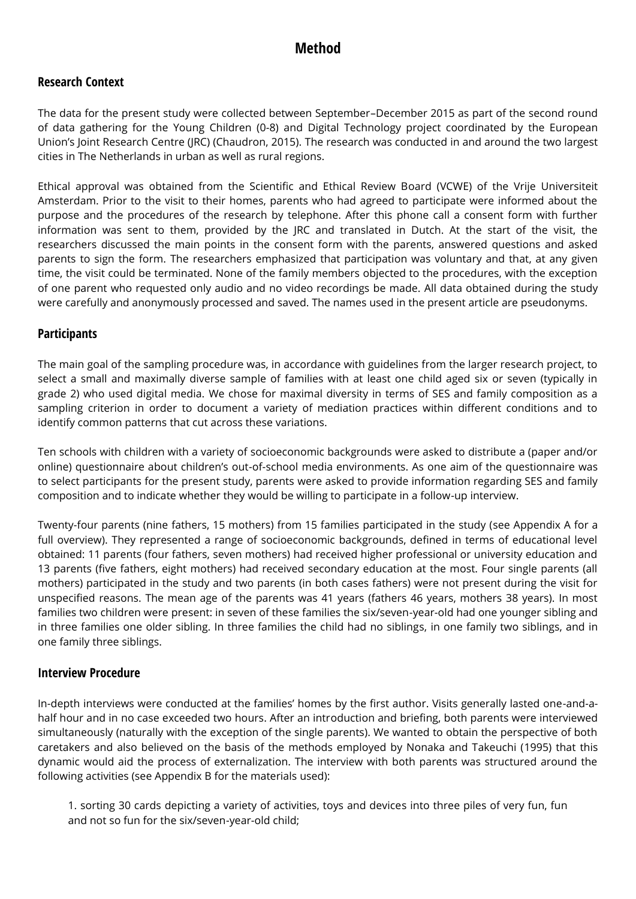# Method

## Research Context

The data for the present study were collected between September–December 2015 as part of the second round of data gathering for the Young Children (0-8) and Digital Technology project coordinated by the European Union's Joint Research Centre (JRC) (Chaudron, 2015). The research was conducted in and around the two largest cities in The Netherlands in urban as well as rural regions.

Ethical approval was obtained from the Scientific and Ethical Review Board (VCWE) of the Vrije Universiteit Amsterdam. Prior to the visit to their homes, parents who had agreed to participate were informed about the purpose and the procedures of the research by telephone. After this phone call a consent form with further information was sent to them, provided by the JRC and translated in Dutch. At the start of the visit, the researchers discussed the main points in the consent form with the parents, answered questions and asked parents to sign the form. The researchers emphasized that participation was voluntary and that, at any given time, the visit could be terminated. None of the family members objected to the procedures, with the exception of one parent who requested only audio and no video recordings be made. All data obtained during the study were carefully and anonymously processed and saved. The names used in the present article are pseudonyms.

## Participants

The main goal of the sampling procedure was, in accordance with guidelines from the larger research project, to select a small and maximally diverse sample of families with at least one child aged six or seven (typically in grade 2) who used digital media. We chose for maximal diversity in terms of SES and family composition as a sampling criterion in order to document a variety of mediation practices within different conditions and to identify common patterns that cut across these variations.

Ten schools with children with a variety of socioeconomic backgrounds were asked to distribute a (paper and/or online) questionnaire about children's out-of-school media environments. As one aim of the questionnaire was to select participants for the present study, parents were asked to provide information regarding SES and family composition and to indicate whether they would be willing to participate in a follow-up interview.

Twenty-four parents (nine fathers, 15 mothers) from 15 families participated in the study (see Appendix A for a full overview). They represented a range of socioeconomic backgrounds, defined in terms of educational level obtained: 11 parents (four fathers, seven mothers) had received higher professional or university education and 13 parents (five fathers, eight mothers) had received secondary education at the most. Four single parents (all mothers) participated in the study and two parents (in both cases fathers) were not present during the visit for unspecified reasons. The mean age of the parents was 41 years (fathers 46 years, mothers 38 years). In most families two children were present: in seven of these families the six/seven-year-old had one younger sibling and in three families one older sibling. In three families the child had no siblings, in one family two siblings, and in one family three siblings.

## Interview Procedure

In-depth interviews were conducted at the families' homes by the first author. Visits generally lasted one-and-a-half hour and in no case exceeded two hours. After an introduction and briefing, both parents were interviewed simultaneously (naturally with the exception of the single parents). We wanted to obtain the perspective of both caretakers and also believed on the basis of the methods employed by Nonaka and Takeuchi (1995) that this dynamic would aid the process of externalization. The interview with both parents was structured around the following activities (see Appendix B for the materials used):

1. sorting 30 cards depicting a variety of activities, toys and devices into three piles of very fun, fun and not so fun for the six/seven-year-old child;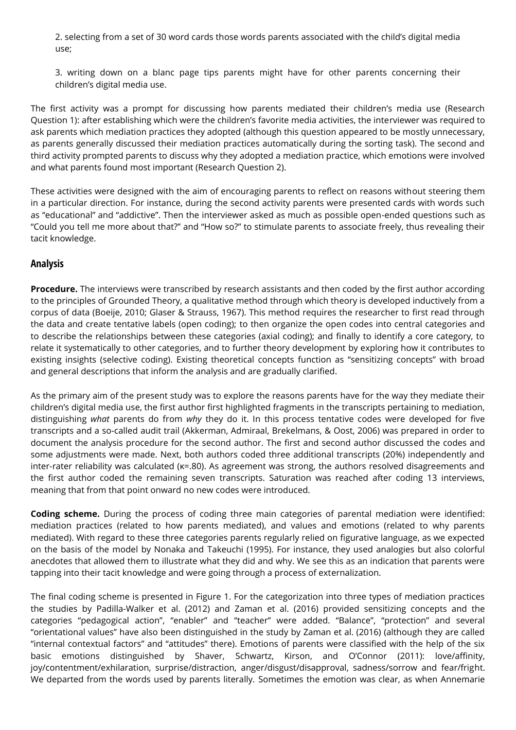2. selecting from a set of 30 word cards those words parents associated with the child's digital media use;

3. writing down on a blanc page tips parents might have for other parents concerning their children's digital media use.

The first activity was a prompt for discussing how parents mediated their children's media use (Research Question 1): after establishing which were the children's favorite media activities, the interviewer was required to ask parents which mediation practices they adopted (although this question appeared to be mostly unnecessary, as parents generally discussed their mediation practices automatically during the sorting task). The second and third activity prompted parents to discuss why they adopted a mediation practice, which emotions were involved and what parents found most important (Research Question 2).

These activities were designed with the aim of encouraging parents to reflect on reasons without steering them in a particular direction. For instance, during the second activity parents were presented cards with words such as "educational" and "addictive". Then the interviewer asked as much as possible open-ended questions such as "Could you tell me more about that?" and "How so?" to stimulate parents to associate freely, thus revealing their tacit knowledge.

## Analysis

**Procedure.** The interviews were transcribed by research assistants and then coded by the first author according to the principles of Grounded Theory, a qualitative method through which theory is developed inductively from a corpus of data (Boeije, 2010; Glaser & Strauss, 1967). This method requires the researcher to first read through the data and create tentative labels (open coding); to then organize the open codes into central categories and to describe the relationships between these categories (axial coding); and finally to identify a core category, to relate it systematically to other categories, and to further theory development by exploring how it contributes to existing insights (selective coding). Existing theoretical concepts function as "sensitizing concepts" with broad and general descriptions that inform the analysis and are gradually clarified.

As the primary aim of the present study was to explore the reasons parents have for the way they mediate their children's digital media use, the first author first highlighted fragments in the transcripts pertaining to mediation, distinguishing *what* parents do from *why* they do it. In this process tentative codes were developed for five transcripts and a so-called audit trail (Akkerman, Admiraal, Brekelmans, & Oost, 2006) was prepared in order to document the analysis procedure for the second author. The first and second author discussed the codes and some adjustments were made. Next, both authors coded three additional transcripts (20%) independently and inter-rater reliability was calculated ($\kappa$=.80). As agreement was strong, the authors resolved disagreements and the first author coded the remaining seven transcripts. Saturation was reached after coding 13 interviews, meaning that from that point onward no new codes were introduced.

**Coding scheme.** During the process of coding three main categories of parental mediation were identified: mediation practices (related to how parents mediated), and values and emotions (related to why parents mediated). With regard to these three categories parents regularly relied on figurative language, as we expected on the basis of the model by Nonaka and Takeuchi (1995). For instance, they used analogies but also colorful anecdotes that allowed them to illustrate what they did and why. We see this as an indication that parents were tapping into their tacit knowledge and were going through a process of externalization.

The final coding scheme is presented in Figure 1. For the categorization into three types of mediation practices the studies by Padilla-Walker et al. (2012) and Zaman et al. (2016) provided sensitizing concepts and the categories "pedagogical action", "enabler" and "teacher" were added. "Balance", "protection" and several "orientational values" have also been distinguished in the study by Zaman et al. (2016) (although they are called "internal contextual factors" and "attitudes" there). Emotions of parents were classified with the help of the six basic emotions distinguished by Shaver, Schwartz, Kirson, and O'Connor (2011): love/affinity, joy/contentment/exhilaration, surprise/distraction, anger/disgust/disapproval, sadness/sorrow and fear/fright. We departed from the words used by parents literally. Sometimes the emotion was clear, as when Annemarie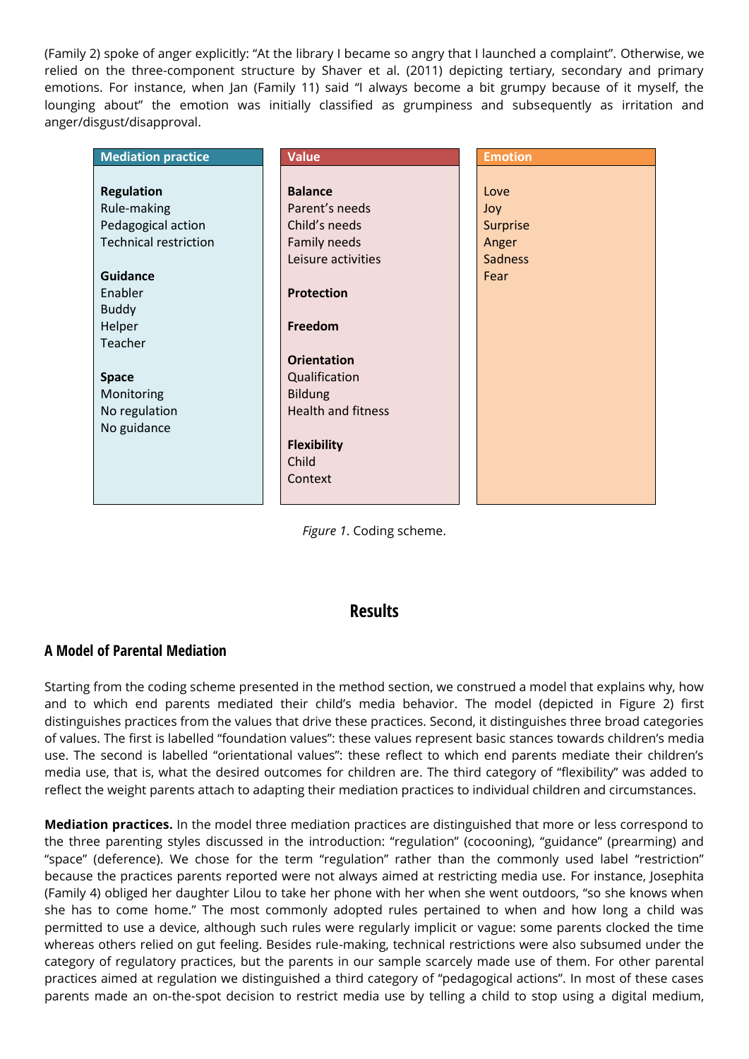(Family 2) spoke of anger explicitly: "At the library I became so angry that I launched a complaint". Otherwise, we relied on the three-component structure by Shaver et al. (2011) depicting tertiary, secondary and primary emotions. For instance, when Jan (Family 11) said "I always become a bit grumpy because of it myself, the lounging about" the emotion was initially classified as grumpiness and subsequently as irritation and anger/disgust/disapproval.

| Mediation practice | Value | Emotion |
|---|---|---|
| **Regulation** | **Balance** | Love |
| Rule-making | Parent's needs | Joy |
| Pedagogical action | Child's needs | Surprise |
| Technical restriction | Family needs | Anger |
| | Leisure activities | Sadness |
| **Guidance** | | Fear |
| Enabler | **Protection** | |
| Buddy | | |
| Helper | **Freedom** | |
| Teacher | | |
| | **Orientation** | |
| **Space** | Qualification | |
| Monitoring | Bildung | |
| No regulation | Health and fitness | |
| No guidance | | |
| | **Flexibility** | |
| | Child | |
| | Context | |

*Figure 1*. Coding scheme.

# Results

## A Model of Parental Mediation

Starting from the coding scheme presented in the method section, we construed a model that explains why, how and to which end parents mediated their child's media behavior. The model (depicted in Figure 2) first distinguishes practices from the values that drive these practices. Second, it distinguishes three broad categories of values. The first is labelled "foundation values": these values represent basic stances towards children's media use. The second is labelled "orientational values": these reflect to which end parents mediate their children's media use, that is, what the desired outcomes for children are. The third category of "flexibility" was added to reflect the weight parents attach to adapting their mediation practices to individual children and circumstances.

**Mediation practices.** In the model three mediation practices are distinguished that more or less correspond to the three parenting styles discussed in the introduction: "regulation" (cocooning), "guidance" (prearming) and "space" (deference). We chose for the term "regulation" rather than the commonly used label "restriction" because the practices parents reported were not always aimed at restricting media use. For instance, Josephita (Family 4) obliged her daughter Lilou to take her phone with her when she went outdoors, "so she knows when she has to come home." The most commonly adopted rules pertained to when and how long a child was permitted to use a device, although such rules were regularly implicit or vague: some parents clocked the time whereas others relied on gut feeling. Besides rule-making, technical restrictions were also subsumed under the category of regulatory practices, but the parents in our sample scarcely made use of them. For other parental practices aimed at regulation we distinguished a third category of "pedagogical actions". In most of these cases parents made an on-the-spot decision to restrict media use by telling a child to stop using a digital medium,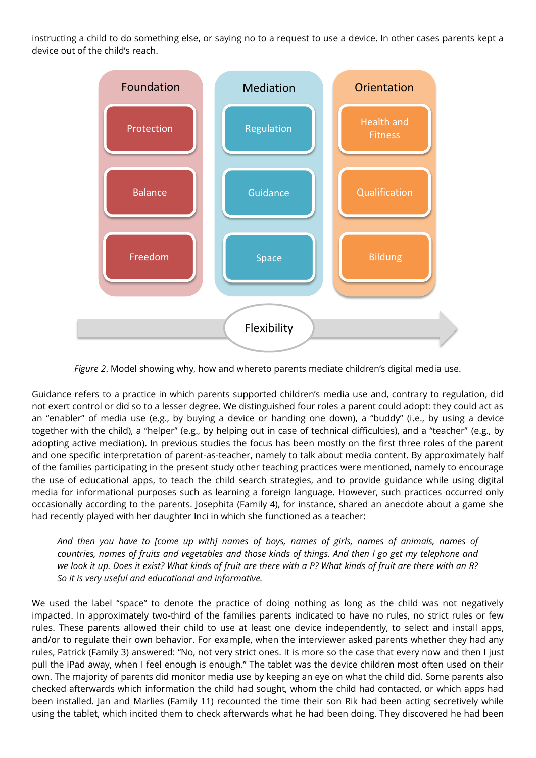instructing a child to do something else, or saying no to a request to use a device. In other cases parents kept a device out of the child's reach.

Foundation

Protection

Balance

Freedom

Mediation

Regulation

Guidance

Space

Orientation

Health and Fitness

Qualification

Bildung

Flexibility

*Figure 2*. Model showing why, how and whereto parents mediate children's digital media use.

Guidance refers to a practice in which parents supported children's media use and, contrary to regulation, did not exert control or did so to a lesser degree. We distinguished four roles a parent could adopt: they could act as an "enabler" of media use (e.g., by buying a device or handing one down), a "buddy" (i.e., by using a device together with the child), a "helper" (e.g., by helping out in case of technical difficulties), and a "teacher" (e.g., by adopting active mediation). In previous studies the focus has been mostly on the first three roles of the parent and one specific interpretation of parent-as-teacher, namely to talk about media content. By approximately half of the families participating in the present study other teaching practices were mentioned, namely to encourage the use of educational apps, to teach the child search strategies, and to provide guidance while using digital media for informational purposes such as learning a foreign language. However, such practices occurred only occasionally according to the parents. Josephita (Family 4), for instance, shared an anecdote about a game she had recently played with her daughter Inci in which she functioned as a teacher:

> *And then you have to [come up with] names of boys, names of girls, names of animals, names of countries, names of fruits and vegetables and those kinds of things. And then I go get my telephone and we look it up. Does it exist? What kinds of fruit are there with a P? What kinds of fruit are there with an R? So it is very useful and educational and informative.*

We used the label "space" to denote the practice of doing nothing as long as the child was not negatively impacted. In approximately two-third of the families parents indicated to have no rules, no strict rules or few rules. These parents allowed their child to use at least one device independently, to select and install apps, and/or to regulate their own behavior. For example, when the interviewer asked parents whether they had any rules, Patrick (Family 3) answered: "No, not very strict ones. It is more so the case that every now and then I just pull the iPad away, when I feel enough is enough." The tablet was the device children most often used on their own. The majority of parents did monitor media use by keeping an eye on what the child did. Some parents also checked afterwards which information the child had sought, whom the child had contacted, or which apps had been installed. Jan and Marlies (Family 11) recounted the time their son Rik had been acting secretively while using the tablet, which incited them to check afterwards what he had been doing. They discovered he had been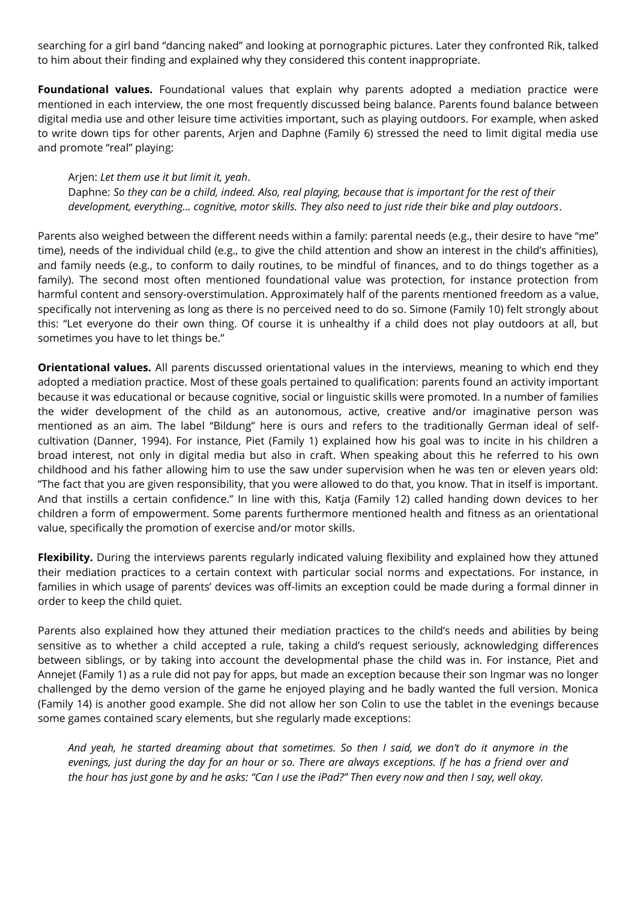searching for a girl band "dancing naked" and looking at pornographic pictures. Later they confronted Rik, talked to him about their finding and explained why they considered this content inappropriate.

**Foundational values.** Foundational values that explain why parents adopted a mediation practice were mentioned in each interview, the one most frequently discussed being balance. Parents found balance between digital media use and other leisure time activities important, such as playing outdoors. For example, when asked to write down tips for other parents, Arjen and Daphne (Family 6) stressed the need to limit digital media use and promote "real" playing:

> Arjen: *Let them use it but limit it, yeah*.
> Daphne: *So they can be a child, indeed. Also, real playing, because that is important for the rest of their development, everything… cognitive, motor skills. They also need to just ride their bike and play outdoors*.

Parents also weighed between the different needs within a family: parental needs (e.g., their desire to have "me" time), needs of the individual child (e.g., to give the child attention and show an interest in the child's affinities), and family needs (e.g., to conform to daily routines, to be mindful of finances, and to do things together as a family). The second most often mentioned foundational value was protection, for instance protection from harmful content and sensory-overstimulation. Approximately half of the parents mentioned freedom as a value, specifically not intervening as long as there is no perceived need to do so. Simone (Family 10) felt strongly about this: "Let everyone do their own thing. Of course it is unhealthy if a child does not play outdoors at all, but sometimes you have to let things be."

**Orientational values.** All parents discussed orientational values in the interviews, meaning to which end they adopted a mediation practice. Most of these goals pertained to qualification: parents found an activity important because it was educational or because cognitive, social or linguistic skills were promoted. In a number of families the wider development of the child as an autonomous, active, creative and/or imaginative person was mentioned as an aim. The label "Bildung" here is ours and refers to the traditionally German ideal of self-cultivation (Danner, 1994). For instance, Piet (Family 1) explained how his goal was to incite in his children a broad interest, not only in digital media but also in craft. When speaking about this he referred to his own childhood and his father allowing him to use the saw under supervision when he was ten or eleven years old: "The fact that you are given responsibility, that you were allowed to do that, you know. That in itself is important. And that instills a certain confidence." In line with this, Katja (Family 12) called handing down devices to her children a form of empowerment. Some parents furthermore mentioned health and fitness as an orientational value, specifically the promotion of exercise and/or motor skills.

**Flexibility.** During the interviews parents regularly indicated valuing flexibility and explained how they attuned their mediation practices to a certain context with particular social norms and expectations. For instance, in families in which usage of parents' devices was off-limits an exception could be made during a formal dinner in order to keep the child quiet.

Parents also explained how they attuned their mediation practices to the child's needs and abilities by being sensitive as to whether a child accepted a rule, taking a child's request seriously, acknowledging differences between siblings, or by taking into account the developmental phase the child was in. For instance, Piet and Annejet (Family 1) as a rule did not pay for apps, but made an exception because their son Ingmar was no longer challenged by the demo version of the game he enjoyed playing and he badly wanted the full version. Monica (Family 14) is another good example. She did not allow her son Colin to use the tablet in the evenings because some games contained scary elements, but she regularly made exceptions:

> *And yeah, he started dreaming about that sometimes. So then I said, we don't do it anymore in the evenings, just during the day for an hour or so. There are always exceptions. If he has a friend over and the hour has just gone by and he asks: "Can I use the iPad?" Then every now and then I say, well okay.*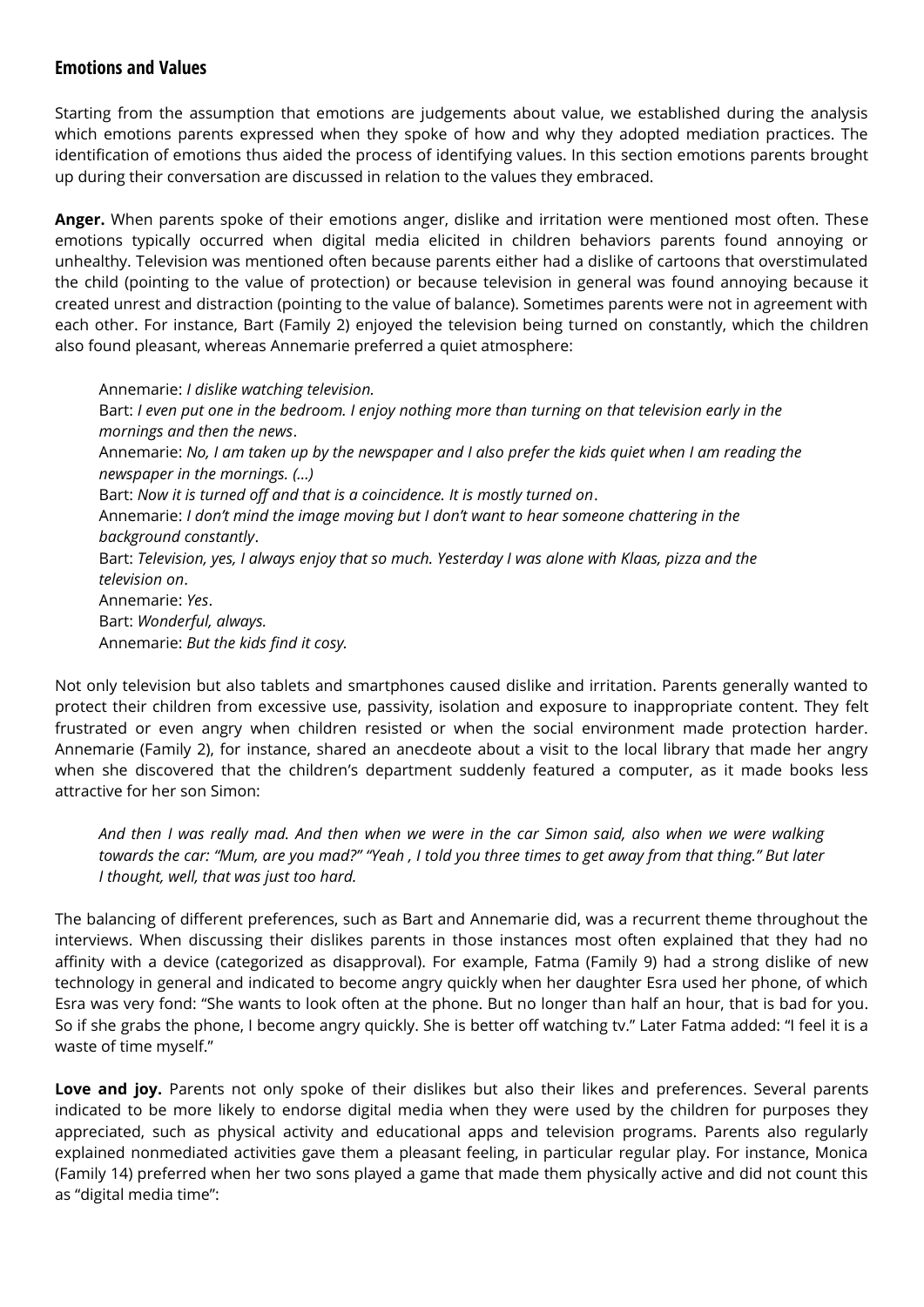## Emotions and Values

Starting from the assumption that emotions are judgements about value, we established during the analysis which emotions parents expressed when they spoke of how and why they adopted mediation practices. The identification of emotions thus aided the process of identifying values. In this section emotions parents brought up during their conversation are discussed in relation to the values they embraced.

**Anger.** When parents spoke of their emotions anger, dislike and irritation were mentioned most often. These emotions typically occurred when digital media elicited in children behaviors parents found annoying or unhealthy. Television was mentioned often because parents either had a dislike of cartoons that overstimulated the child (pointing to the value of protection) or because television in general was found annoying because it created unrest and distraction (pointing to the value of balance). Sometimes parents were not in agreement with each other. For instance, Bart (Family 2) enjoyed the television being turned on constantly, which the children also found pleasant, whereas Annemarie preferred a quiet atmosphere:

> Annemarie: *I dislike watching television.*
> Bart: *I even put one in the bedroom. I enjoy nothing more than turning on that television early in the mornings and then the news*.
> Annemarie: *No, I am taken up by the newspaper and I also prefer the kids quiet when I am reading the newspaper in the mornings. (…)*
> Bart: *Now it is turned off and that is a coincidence. It is mostly turned on*.
> Annemarie: *I don't mind the image moving but I don't want to hear someone chattering in the background constantly*.
> Bart: *Television, yes, I always enjoy that so much. Yesterday I was alone with Klaas, pizza and the television on*.
> Annemarie: *Yes*.
> Bart: *Wonderful, always.*
> Annemarie: *But the kids find it cosy.*

Not only television but also tablets and smartphones caused dislike and irritation. Parents generally wanted to protect their children from excessive use, passivity, isolation and exposure to inappropriate content. They felt frustrated or even angry when children resisted or when the social environment made protection harder. Annemarie (Family 2), for instance, shared an anecdeote about a visit to the local library that made her angry when she discovered that the children's department suddenly featured a computer, as it made books less attractive for her son Simon:

> *And then I was really mad. And then when we were in the car Simon said, also when we were walking towards the car: "Mum, are you mad?" "Yeah , I told you three times to get away from that thing." But later I thought, well, that was just too hard.*

The balancing of different preferences, such as Bart and Annemarie did, was a recurrent theme throughout the interviews. When discussing their dislikes parents in those instances most often explained that they had no affinity with a device (categorized as disapproval). For example, Fatma (Family 9) had a strong dislike of new technology in general and indicated to become angry quickly when her daughter Esra used her phone, of which Esra was very fond: "She wants to look often at the phone. But no longer than half an hour, that is bad for you. So if she grabs the phone, I become angry quickly. She is better off watching tv." Later Fatma added: "I feel it is a waste of time myself."

**Love and joy.** Parents not only spoke of their dislikes but also their likes and preferences. Several parents indicated to be more likely to endorse digital media when they were used by the children for purposes they appreciated, such as physical activity and educational apps and television programs. Parents also regularly explained nonmediated activities gave them a pleasant feeling, in particular regular play. For instance, Monica (Family 14) preferred when her two sons played a game that made them physically active and did not count this as "digital media time":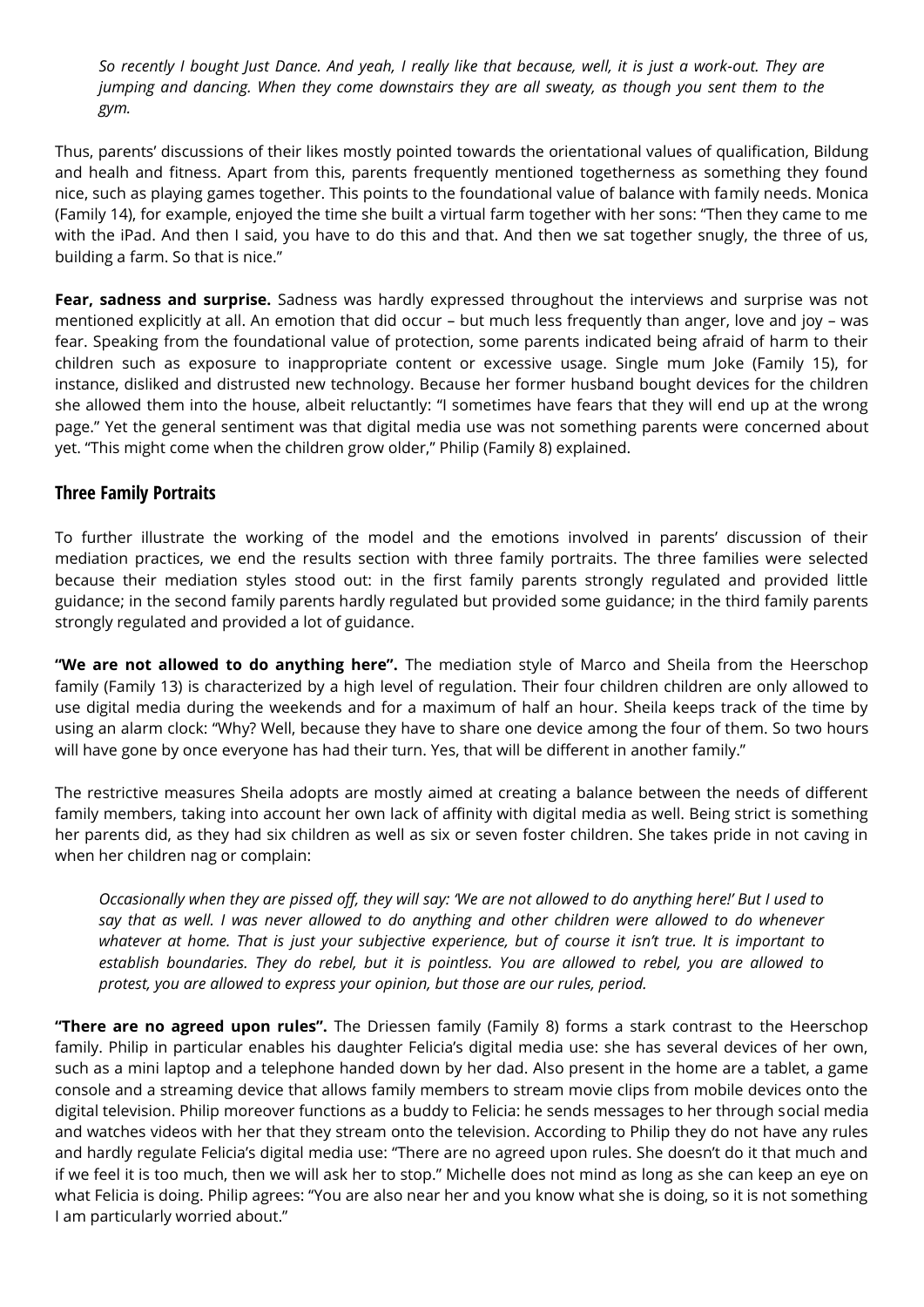> *So recently I bought Just Dance. And yeah, I really like that because, well, it is just a work-out. They are jumping and dancing. When they come downstairs they are all sweaty, as though you sent them to the gym.*

Thus, parents' discussions of their likes mostly pointed towards the orientational values of qualification, Bildung and healh and fitness. Apart from this, parents frequently mentioned togetherness as something they found nice, such as playing games together. This points to the foundational value of balance with family needs. Monica (Family 14), for example, enjoyed the time she built a virtual farm together with her sons: "Then they came to me with the iPad. And then I said, you have to do this and that. And then we sat together snugly, the three of us, building a farm. So that is nice."

**Fear, sadness and surprise.** Sadness was hardly expressed throughout the interviews and surprise was not mentioned explicitly at all. An emotion that did occur – but much less frequently than anger, love and joy – was fear. Speaking from the foundational value of protection, some parents indicated being afraid of harm to their children such as exposure to inappropriate content or excessive usage. Single mum Joke (Family 15), for instance, disliked and distrusted new technology. Because her former husband bought devices for the children she allowed them into the house, albeit reluctantly: "I sometimes have fears that they will end up at the wrong page." Yet the general sentiment was that digital media use was not something parents were concerned about yet. "This might come when the children grow older," Philip (Family 8) explained.

## Three Family Portraits

To further illustrate the working of the model and the emotions involved in parents' discussion of their mediation practices, we end the results section with three family portraits. The three families were selected because their mediation styles stood out: in the first family parents strongly regulated and provided little guidance; in the second family parents hardly regulated but provided some guidance; in the third family parents strongly regulated and provided a lot of guidance.

**"We are not allowed to do anything here".** The mediation style of Marco and Sheila from the Heerschop family (Family 13) is characterized by a high level of regulation. Their four children children are only allowed to use digital media during the weekends and for a maximum of half an hour. Sheila keeps track of the time by using an alarm clock: "Why? Well, because they have to share one device among the four of them. So two hours will have gone by once everyone has had their turn. Yes, that will be different in another family."

The restrictive measures Sheila adopts are mostly aimed at creating a balance between the needs of different family members, taking into account her own lack of affinity with digital media as well. Being strict is something her parents did, as they had six children as well as six or seven foster children. She takes pride in not caving in when her children nag or complain:

> *Occasionally when they are pissed off, they will say: 'We are not allowed to do anything here!' But I used to say that as well. I was never allowed to do anything and other children were allowed to do whenever whatever at home. That is just your subjective experience, but of course it isn't true. It is important to establish boundaries. They do rebel, but it is pointless. You are allowed to rebel, you are allowed to protest, you are allowed to express your opinion, but those are our rules, period.*

**"There are no agreed upon rules".** The Driessen family (Family 8) forms a stark contrast to the Heerschop family. Philip in particular enables his daughter Felicia's digital media use: she has several devices of her own, such as a mini laptop and a telephone handed down by her dad. Also present in the home are a tablet, a game console and a streaming device that allows family members to stream movie clips from mobile devices onto the digital television. Philip moreover functions as a buddy to Felicia: he sends messages to her through social media and watches videos with her that they stream onto the television. According to Philip they do not have any rules and hardly regulate Felicia's digital media use: "There are no agreed upon rules. She doesn't do it that much and if we feel it is too much, then we will ask her to stop." Michelle does not mind as long as she can keep an eye on what Felicia is doing. Philip agrees: "You are also near her and you know what she is doing, so it is not something I am particularly worried about."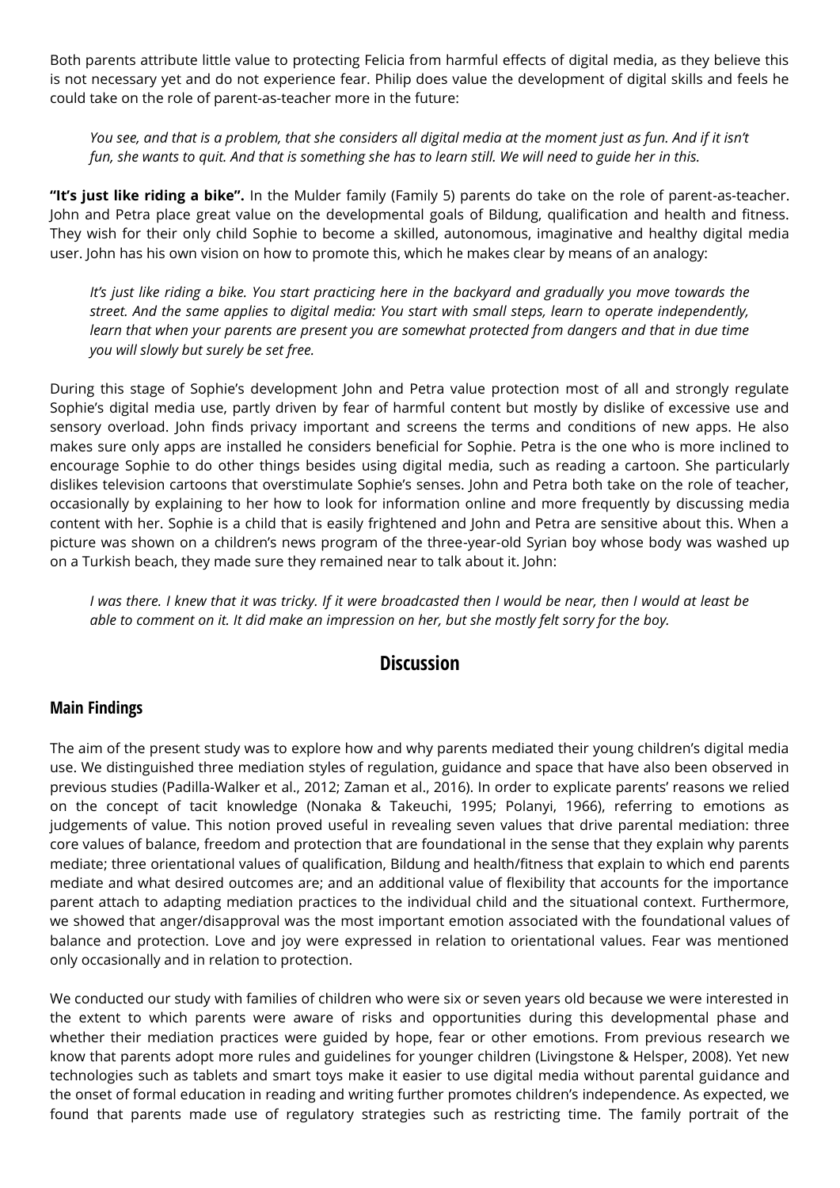Both parents attribute little value to protecting Felicia from harmful effects of digital media, as they believe this is not necessary yet and do not experience fear. Philip does value the development of digital skills and feels he could take on the role of parent-as-teacher more in the future:

> *You see, and that is a problem, that she considers all digital media at the moment just as fun. And if it isn't fun, she wants to quit. And that is something she has to learn still. We will need to guide her in this.*

**"It's just like riding a bike".** In the Mulder family (Family 5) parents do take on the role of parent-as-teacher. John and Petra place great value on the developmental goals of Bildung, qualification and health and fitness. They wish for their only child Sophie to become a skilled, autonomous, imaginative and healthy digital media user. John has his own vision on how to promote this, which he makes clear by means of an analogy:

> *It's just like riding a bike. You start practicing here in the backyard and gradually you move towards the street. And the same applies to digital media: You start with small steps, learn to operate independently, learn that when your parents are present you are somewhat protected from dangers and that in due time you will slowly but surely be set free.*

During this stage of Sophie's development John and Petra value protection most of all and strongly regulate Sophie's digital media use, partly driven by fear of harmful content but mostly by dislike of excessive use and sensory overload. John finds privacy important and screens the terms and conditions of new apps. He also makes sure only apps are installed he considers beneficial for Sophie. Petra is the one who is more inclined to encourage Sophie to do other things besides using digital media, such as reading a cartoon. She particularly dislikes television cartoons that overstimulate Sophie's senses. John and Petra both take on the role of teacher, occasionally by explaining to her how to look for information online and more frequently by discussing media content with her. Sophie is a child that is easily frightened and John and Petra are sensitive about this. When a picture was shown on a children's news program of the three-year-old Syrian boy whose body was washed up on a Turkish beach, they made sure they remained near to talk about it. John:

> *I was there. I knew that it was tricky. If it were broadcasted then I would be near, then I would at least be able to comment on it. It did make an impression on her, but she mostly felt sorry for the boy.*

## Discussion

### Main Findings

The aim of the present study was to explore how and why parents mediated their young children's digital media use. We distinguished three mediation styles of regulation, guidance and space that have also been observed in previous studies (Padilla-Walker et al., 2012; Zaman et al., 2016). In order to explicate parents' reasons we relied on the concept of tacit knowledge (Nonaka & Takeuchi, 1995; Polanyi, 1966), referring to emotions as judgements of value. This notion proved useful in revealing seven values that drive parental mediation: three core values of balance, freedom and protection that are foundational in the sense that they explain why parents mediate; three orientational values of qualification, Bildung and health/fitness that explain to which end parents mediate and what desired outcomes are; and an additional value of flexibility that accounts for the importance parent attach to adapting mediation practices to the individual child and the situational context. Furthermore, we showed that anger/disapproval was the most important emotion associated with the foundational values of balance and protection. Love and joy were expressed in relation to orientational values. Fear was mentioned only occasionally and in relation to protection.

We conducted our study with families of children who were six or seven years old because we were interested in the extent to which parents were aware of risks and opportunities during this developmental phase and whether their mediation practices were guided by hope, fear or other emotions. From previous research we know that parents adopt more rules and guidelines for younger children (Livingstone & Helsper, 2008). Yet new technologies such as tablets and smart toys make it easier to use digital media without parental guidance and the onset of formal education in reading and writing further promotes children's independence. As expected, we found that parents made use of regulatory strategies such as restricting time. The family portrait of the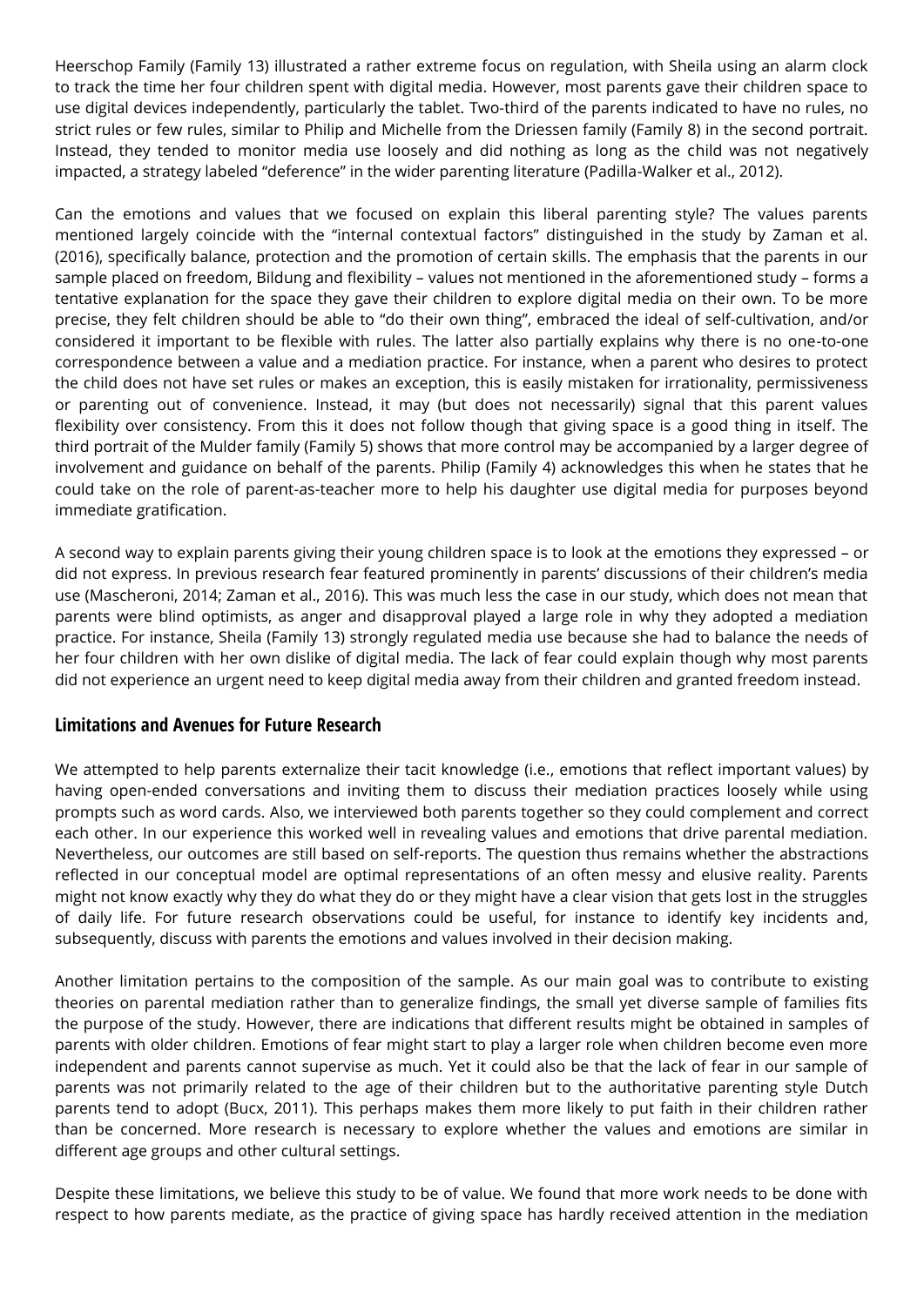Heerschop Family (Family 13) illustrated a rather extreme focus on regulation, with Sheila using an alarm clock to track the time her four children spent with digital media. However, most parents gave their children space to use digital devices independently, particularly the tablet. Two-third of the parents indicated to have no rules, no strict rules or few rules, similar to Philip and Michelle from the Driessen family (Family 8) in the second portrait. Instead, they tended to monitor media use loosely and did nothing as long as the child was not negatively impacted, a strategy labeled "deference" in the wider parenting literature (Padilla-Walker et al., 2012).

Can the emotions and values that we focused on explain this liberal parenting style? The values parents mentioned largely coincide with the "internal contextual factors" distinguished in the study by Zaman et al. (2016), specifically balance, protection and the promotion of certain skills. The emphasis that the parents in our sample placed on freedom, Bildung and flexibility – values not mentioned in the aforementioned study – forms a tentative explanation for the space they gave their children to explore digital media on their own. To be more precise, they felt children should be able to "do their own thing", embraced the ideal of self-cultivation, and/or considered it important to be flexible with rules. The latter also partially explains why there is no one-to-one correspondence between a value and a mediation practice. For instance, when a parent who desires to protect the child does not have set rules or makes an exception, this is easily mistaken for irrationality, permissiveness or parenting out of convenience. Instead, it may (but does not necessarily) signal that this parent values flexibility over consistency. From this it does not follow though that giving space is a good thing in itself. The third portrait of the Mulder family (Family 5) shows that more control may be accompanied by a larger degree of involvement and guidance on behalf of the parents. Philip (Family 4) acknowledges this when he states that he could take on the role of parent-as-teacher more to help his daughter use digital media for purposes beyond immediate gratification.

A second way to explain parents giving their young children space is to look at the emotions they expressed – or did not express. In previous research fear featured prominently in parents' discussions of their children's media use (Mascheroni, 2014; Zaman et al., 2016). This was much less the case in our study, which does not mean that parents were blind optimists, as anger and disapproval played a large role in why they adopted a mediation practice. For instance, Sheila (Family 13) strongly regulated media use because she had to balance the needs of her four children with her own dislike of digital media. The lack of fear could explain though why most parents did not experience an urgent need to keep digital media away from their children and granted freedom instead.

## Limitations and Avenues for Future Research

We attempted to help parents externalize their tacit knowledge (i.e., emotions that reflect important values) by having open-ended conversations and inviting them to discuss their mediation practices loosely while using prompts such as word cards. Also, we interviewed both parents together so they could complement and correct each other. In our experience this worked well in revealing values and emotions that drive parental mediation. Nevertheless, our outcomes are still based on self-reports. The question thus remains whether the abstractions reflected in our conceptual model are optimal representations of an often messy and elusive reality. Parents might not know exactly why they do what they do or they might have a clear vision that gets lost in the struggles of daily life. For future research observations could be useful, for instance to identify key incidents and, subsequently, discuss with parents the emotions and values involved in their decision making.

Another limitation pertains to the composition of the sample. As our main goal was to contribute to existing theories on parental mediation rather than to generalize findings, the small yet diverse sample of families fits the purpose of the study. However, there are indications that different results might be obtained in samples of parents with older children. Emotions of fear might start to play a larger role when children become even more independent and parents cannot supervise as much. Yet it could also be that the lack of fear in our sample of parents was not primarily related to the age of their children but to the authoritative parenting style Dutch parents tend to adopt (Bucx, 2011). This perhaps makes them more likely to put faith in their children rather than be concerned. More research is necessary to explore whether the values and emotions are similar in different age groups and other cultural settings.

Despite these limitations, we believe this study to be of value. We found that more work needs to be done with respect to how parents mediate, as the practice of giving space has hardly received attention in the mediation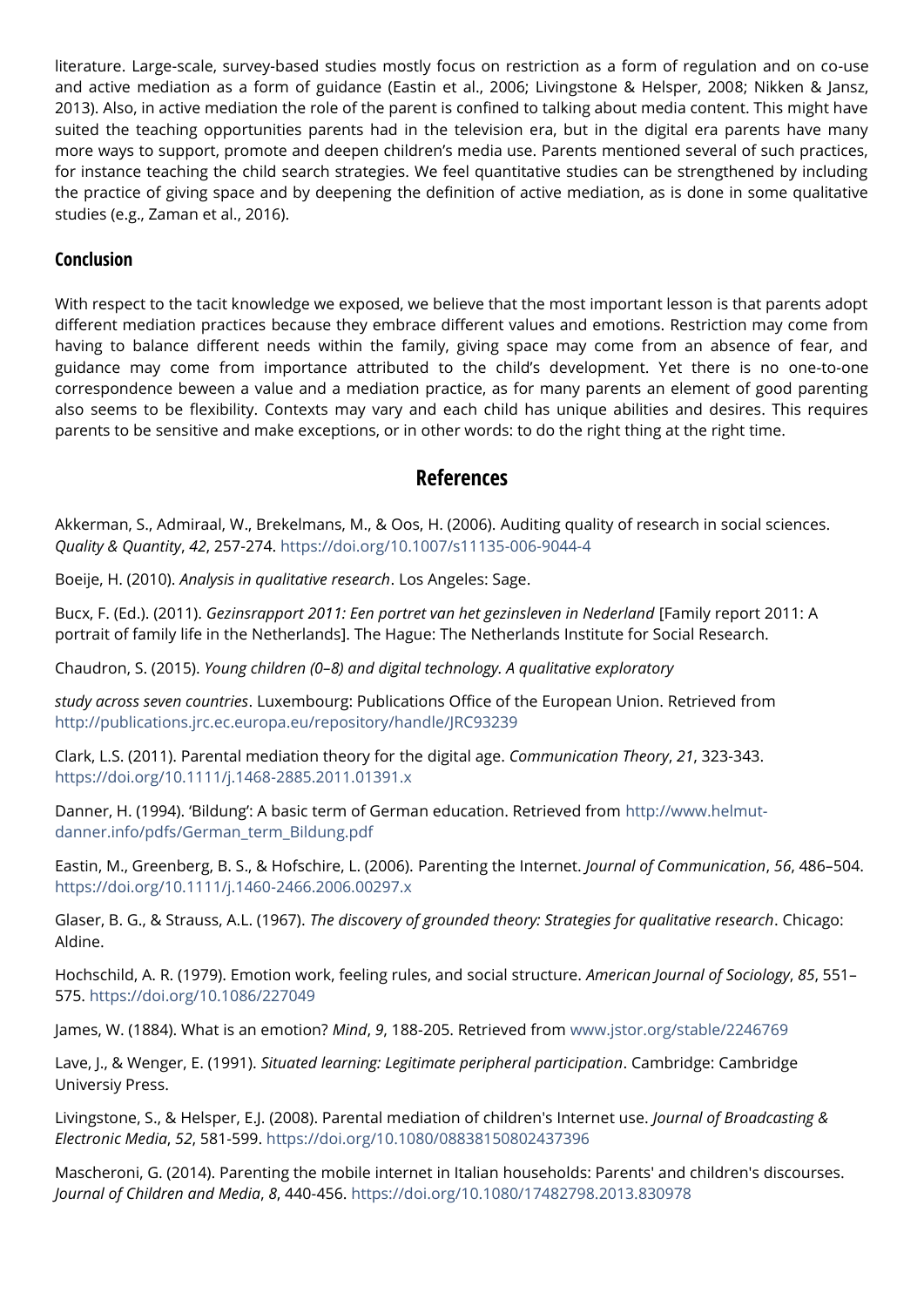literature. Large-scale, survey-based studies mostly focus on restriction as a form of regulation and on co-use and active mediation as a form of guidance (Eastin et al., 2006; Livingstone & Helsper, 2008; Nikken & Jansz, 2013). Also, in active mediation the role of the parent is confined to talking about media content. This might have suited the teaching opportunities parents had in the television era, but in the digital era parents have many more ways to support, promote and deepen children's media use. Parents mentioned several of such practices, for instance teaching the child search strategies. We feel quantitative studies can be strengthened by including the practice of giving space and by deepening the definition of active mediation, as is done in some qualitative studies (e.g., Zaman et al., 2016).

## Conclusion

With respect to the tacit knowledge we exposed, we believe that the most important lesson is that parents adopt different mediation practices because they embrace different values and emotions. Restriction may come from having to balance different needs within the family, giving space may come from an absence of fear, and guidance may come from importance attributed to the child's development. Yet there is no one-to-one correspondence beween a value and a mediation practice, as for many parents an element of good parenting also seems to be flexibility. Contexts may vary and each child has unique abilities and desires. This requires parents to be sensitive and make exceptions, or in other words: to do the right thing at the right time.

# References

Akkerman, S., Admiraal, W., Brekelmans, M., & Oos, H. (2006). Auditing quality of research in social sciences. *Quality & Quantity*, *42*, 257-274. https://doi.org/10.1007/s11135-006-9044-4

Boeije, H. (2010). *Analysis in qualitative research*. Los Angeles: Sage.

Bucx, F. (Ed.). (2011). *Gezinsrapport 2011: Een portret van het gezinsleven in Nederland* [Family report 2011: A portrait of family life in the Netherlands]. The Hague: The Netherlands Institute for Social Research.

Chaudron, S. (2015). *Young children (0–8) and digital technology. A qualitative exploratory*

*study across seven countries*. Luxembourg: Publications Office of the European Union. Retrieved from http://publications.jrc.ec.europa.eu/repository/handle/JRC93239

Clark, L.S. (2011). Parental mediation theory for the digital age. *Communication Theory*, *21*, 323-343. https://doi.org/10.1111/j.1468-2885.2011.01391.x

Danner, H. (1994). 'Bildung': A basic term of German education. Retrieved from http://www.helmut-danner.info/pdfs/German_term_Bildung.pdf

Eastin, M., Greenberg, B. S., & Hofschire, L. (2006). Parenting the Internet. *Journal of Communication*, *56*, 486–504. https://doi.org/10.1111/j.1460-2466.2006.00297.x

Glaser, B. G., & Strauss, A.L. (1967). *The discovery of grounded theory: Strategies for qualitative research*. Chicago: Aldine.

Hochschild, A. R. (1979). Emotion work, feeling rules, and social structure. *American Journal of Sociology*, *85*, 551–575. https://doi.org/10.1086/227049

James, W. (1884). What is an emotion? *Mind*, *9*, 188-205. Retrieved from www.jstor.org/stable/2246769

Lave, J., & Wenger, E. (1991). *Situated learning: Legitimate peripheral participation*. Cambridge: Cambridge Universiy Press.

Livingstone, S., & Helsper, E.J. (2008). Parental mediation of children's Internet use. *Journal of Broadcasting & Electronic Media*, *52*, 581-599. https://doi.org/10.1080/08838150802437396

Mascheroni, G. (2014). Parenting the mobile internet in Italian households: Parents' and children's discourses. *Journal of Children and Media*, *8*, 440-456. https://doi.org/10.1080/17482798.2013.830978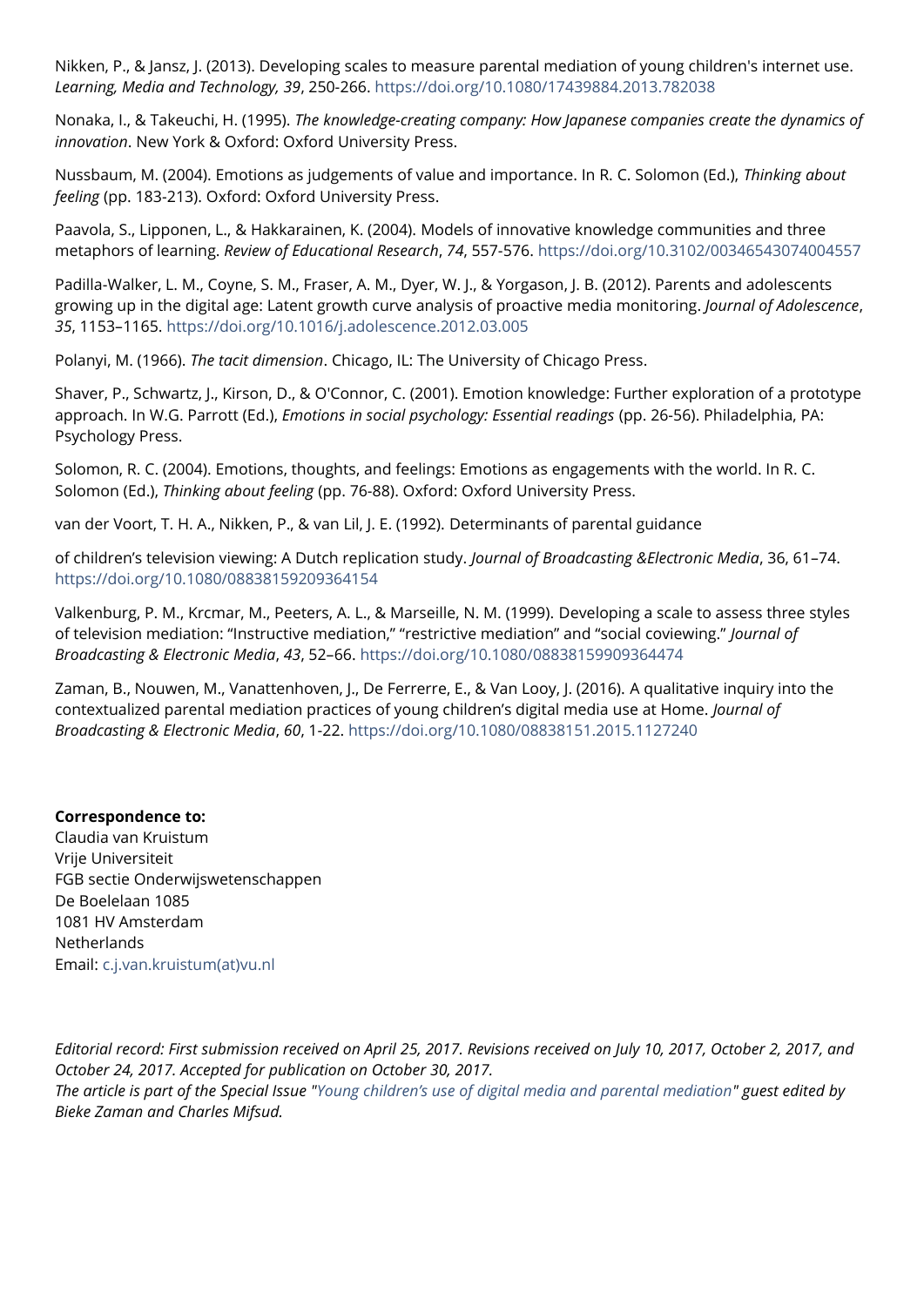Nikken, P., & Jansz, J. (2013). Developing scales to measure parental mediation of young children's internet use. *Learning, Media and Technology, 39*, 250-266. https://doi.org/10.1080/17439884.2013.782038

Nonaka, I., & Takeuchi, H. (1995). *The knowledge-creating company: How Japanese companies create the dynamics of innovation*. New York & Oxford: Oxford University Press.

Nussbaum, M. (2004). Emotions as judgements of value and importance. In R. C. Solomon (Ed.), *Thinking about feeling* (pp. 183-213). Oxford: Oxford University Press.

Paavola, S., Lipponen, L., & Hakkarainen, K. (2004). Models of innovative knowledge communities and three metaphors of learning. *Review of Educational Research*, *74*, 557-576. https://doi.org/10.3102/00346543074004557

Padilla-Walker, L. M., Coyne, S. M., Fraser, A. M., Dyer, W. J., & Yorgason, J. B. (2012). Parents and adolescents growing up in the digital age: Latent growth curve analysis of proactive media monitoring. *Journal of Adolescence*, *35*, 1153–1165. https://doi.org/10.1016/j.adolescence.2012.03.005

Polanyi, M. (1966). *The tacit dimension*. Chicago, IL: The University of Chicago Press.

Shaver, P., Schwartz, J., Kirson, D., & O'Connor, C. (2001). Emotion knowledge: Further exploration of a prototype approach. In W.G. Parrott (Ed.), *Emotions in social psychology: Essential readings* (pp. 26-56). Philadelphia, PA: Psychology Press.

Solomon, R. C. (2004). Emotions, thoughts, and feelings: Emotions as engagements with the world. In R. C. Solomon (Ed.), *Thinking about feeling* (pp. 76-88). Oxford: Oxford University Press.

van der Voort, T. H. A., Nikken, P., & van Lil, J. E. (1992). Determinants of parental guidance

of children's television viewing: A Dutch replication study. *Journal of Broadcasting &Electronic Media*, 36, 61–74. https://doi.org/10.1080/08838159209364154

Valkenburg, P. M., Krcmar, M., Peeters, A. L., & Marseille, N. M. (1999). Developing a scale to assess three styles of television mediation: "Instructive mediation," "restrictive mediation" and "social coviewing." *Journal of Broadcasting & Electronic Media*, *43*, 52–66. https://doi.org/10.1080/08838159909364474

Zaman, B., Nouwen, M., Vanattenhoven, J., De Ferrerre, E., & Van Looy, J. (2016). A qualitative inquiry into the contextualized parental mediation practices of young children's digital media use at Home. *Journal of Broadcasting & Electronic Media*, *60*, 1-22. https://doi.org/10.1080/08838151.2015.1127240

**Correspondence to:**
Claudia van Kruistum
Vrije Universiteit
FGB sectie Onderwijswetenschappen
De Boelelaan 1085
1081 HV Amsterdam
Netherlands
Email: c.j.van.kruistum(at)vu.nl

*Editorial record: First submission received on April 25, 2017. Revisions received on July 10, 2017, October 2, 2017, and October 24, 2017. Accepted for publication on October 30, 2017.*
*The article is part of the Special Issue "Young children's use of digital media and parental mediation" guest edited by Bieke Zaman and Charles Mifsud.*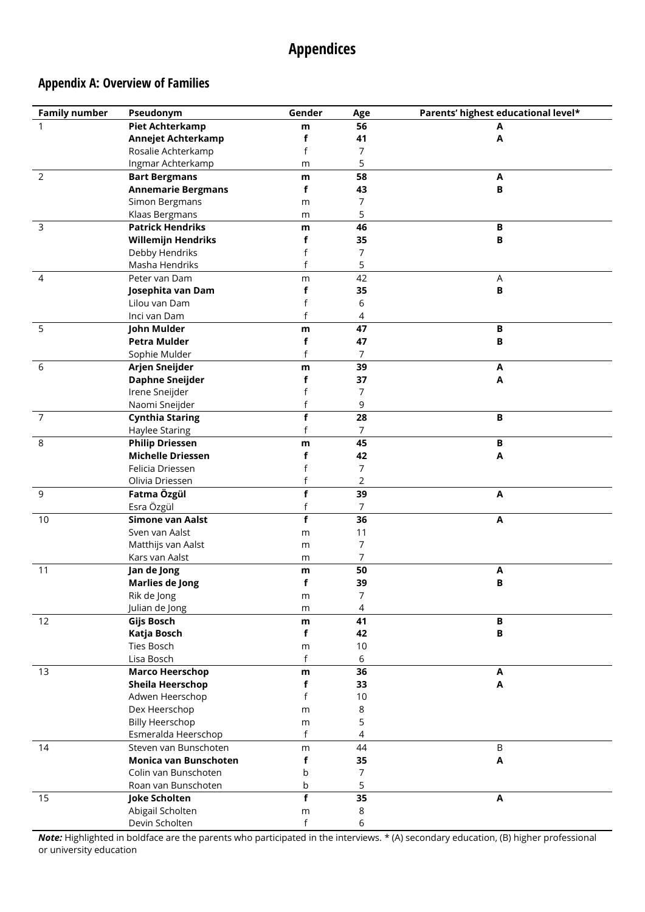# Appendices

## Appendix A: Overview of Families

| Family number | Pseudonym | Gender | Age | Parents' highest educational level* |
|---|---|---|---|---|
| 1 | **Piet Achterkamp** | **m** | **56** | **A** |
| | **Annejet Achterkamp** | **f** | **41** | **A** |
| | Rosalie Achterkamp | f | 7 | |
| | Ingmar Achterkamp | m | 5 | |
| 2 | **Bart Bergmans** | **m** | **58** | **A** |
| | **Annemarie Bergmans** | **f** | **43** | **B** |
| | Simon Bergmans | m | 7 | |
| | Klaas Bergmans | m | 5 | |
| 3 | **Patrick Hendriks** | **m** | **46** | **B** |
| | **Willemijn Hendriks** | **f** | **35** | **B** |
| | Debby Hendriks | f | 7 | |
| | Masha Hendriks | f | 5 | |
| 4 | Peter van Dam | m | 42 | A |
| | **Josephita van Dam** | **f** | **35** | **B** |
| | Lilou van Dam | f | 6 | |
| | Inci van Dam | f | 4 | |
| 5 | **John Mulder** | **m** | **47** | **B** |
| | **Petra Mulder** | **f** | **47** | **B** |
| | Sophie Mulder | f | 7 | |
| 6 | **Arjen Sneijder** | **m** | **39** | **A** |
| | **Daphne Sneijder** | **f** | **37** | **A** |
| | Irene Sneijder | f | 7 | |
| | Naomi Sneijder | f | 9 | |
| 7 | **Cynthia Staring** | **f** | **28** | **B** |
| | Haylee Staring | f | 7 | |
| 8 | **Philip Driessen** | **m** | **45** | **B** |
| | **Michelle Driessen** | **f** | **42** | **A** |
| | Felicia Driessen | f | 7 | |
| | Olivia Driessen | f | 2 | |
| 9 | **Fatma Özgül** | **f** | **39** | **A** |
| | Esra Özgül | f | 7 | |
| 10 | **Simone van Aalst** | **f** | **36** | **A** |
| | Sven van Aalst | m | 11 | |
| | Matthijs van Aalst | m | 7 | |
| | Kars van Aalst | m | 7 | |
| 11 | **Jan de Jong** | **m** | **50** | **A** |
| | **Marlies de Jong** | **f** | **39** | **B** |
| | Rik de Jong | m | 7 | |
| | Julian de Jong | m | 4 | |
| 12 | **Gijs Bosch** | **m** | **41** | **B** |
| | **Katja Bosch** | **f** | **42** | **B** |
| | Ties Bosch | m | 10 | |
| | Lisa Bosch | f | 6 | |
| 13 | **Marco Heerschop** | **m** | **36** | **A** |
| | **Sheila Heerschop** | **f** | **33** | **A** |
| | Adwen Heerschop | f | 10 | |
| | Dex Heerschop | m | 8 | |
| | Billy Heerschop | m | 5 | |
| | Esmeralda Heerschop | f | 4 | |
| 14 | Steven van Bunschoten | m | 44 | B |
| | **Monica van Bunschoten** | **f** | **35** | **A** |
| | Colin van Bunschoten | b | 7 | |
| | Roan van Bunschoten | b | 5 | |
| 15 | **Joke Scholten** | **f** | **35** | **A** |
| | Abigail Scholten | m | 8 | |
| | Devin Scholten | f | 6 | |

***Note:*** Highlighted in boldface are the parents who participated in the interviews. * (A) secondary education, (B) higher professional or university education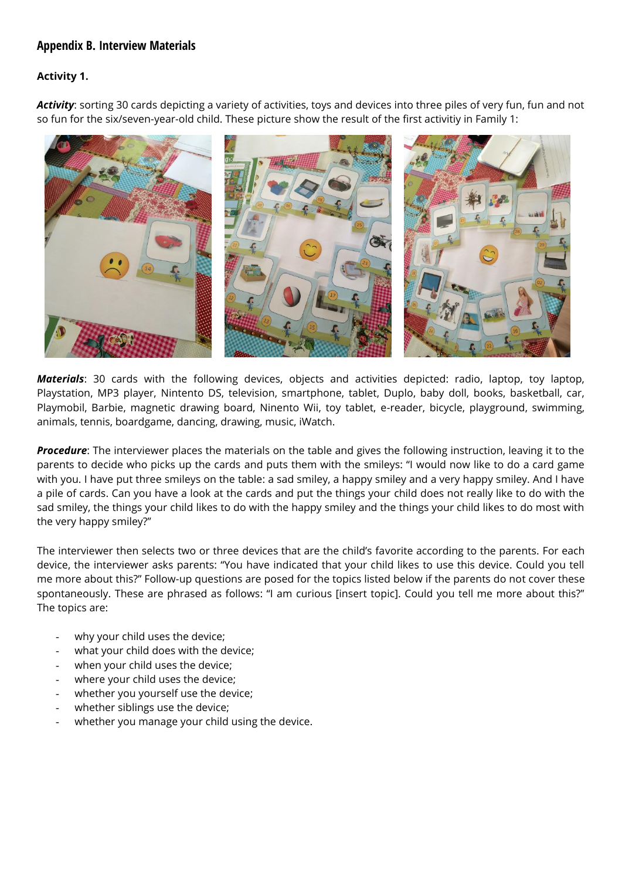## Appendix B. Interview Materials

### Activity 1.

***Activity***: sorting 30 cards depicting a variety of activities, toys and devices into three piles of very fun, fun and not so fun for the six/seven-year-old child. These picture show the result of the first activitiy in Family 1:

***Materials***: 30 cards with the following devices, objects and activities depicted: radio, laptop, toy laptop, Playstation, MP3 player, Nintento DS, television, smartphone, tablet, Duplo, baby doll, books, basketball, car, Playmobil, Barbie, magnetic drawing board, Ninento Wii, toy tablet, e-reader, bicycle, playground, swimming, animals, tennis, boardgame, dancing, drawing, music, iWatch.

***Procedure***: The interviewer places the materials on the table and gives the following instruction, leaving it to the parents to decide who picks up the cards and puts them with the smileys: "I would now like to do a card game with you. I have put three smileys on the table: a sad smiley, a happy smiley and a very happy smiley. And I have a pile of cards. Can you have a look at the cards and put the things your child does not really like to do with the sad smiley, the things your child likes to do with the happy smiley and the things your child likes to do most with the very happy smiley?"

The interviewer then selects two or three devices that are the child's favorite according to the parents. For each device, the interviewer asks parents: "You have indicated that your child likes to use this device. Could you tell me more about this?" Follow-up questions are posed for the topics listed below if the parents do not cover these spontaneously. These are phrased as follows: "I am curious [insert topic]. Could you tell me more about this?" The topics are:

- why your child uses the device;
- what your child does with the device;
- when your child uses the device;
- where your child uses the device;
- whether you yourself use the device;
- whether siblings use the device;
- whether you manage your child using the device.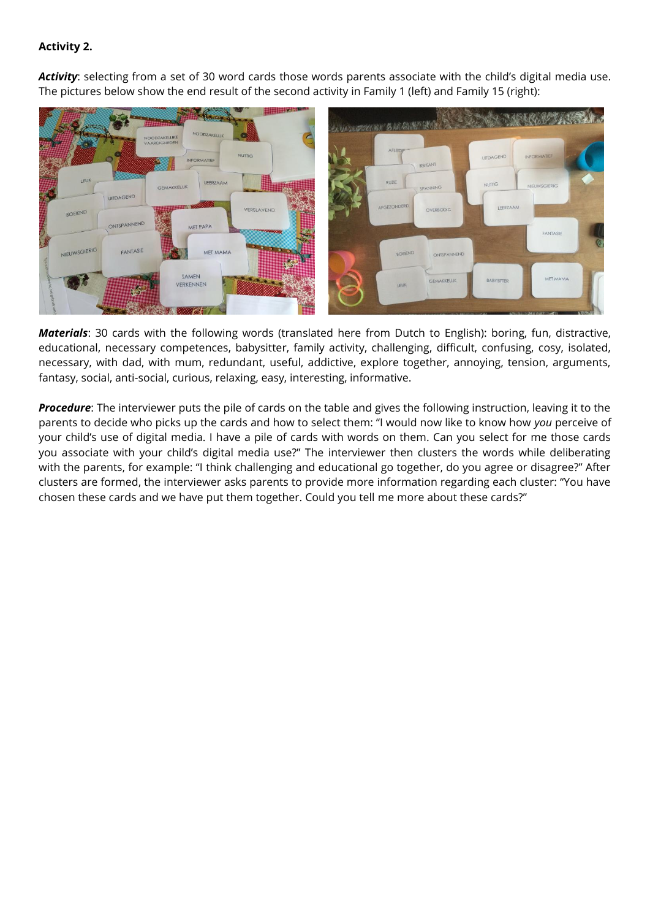**Activity 2.**

***Activity***: selecting from a set of 30 word cards those words parents associate with the child's digital media use. The pictures below show the end result of the second activity in Family 1 (left) and Family 15 (right):

***Materials***: 30 cards with the following words (translated here from Dutch to English): boring, fun, distractive, educational, necessary competences, babysitter, family activity, challenging, difficult, confusing, cosy, isolated, necessary, with dad, with mum, redundant, useful, addictive, explore together, annoying, tension, arguments, fantasy, social, anti-social, curious, relaxing, easy, interesting, informative.

***Procedure***: The interviewer puts the pile of cards on the table and gives the following instruction, leaving it to the parents to decide who picks up the cards and how to select them: "I would now like to know how *you* perceive of your child's use of digital media. I have a pile of cards with words on them. Can you select for me those cards you associate with your child's digital media use?" The interviewer then clusters the words while deliberating with the parents, for example: "I think challenging and educational go together, do you agree or disagree?" After clusters are formed, the interviewer asks parents to provide more information regarding each cluster: "You have chosen these cards and we have put them together. Could you tell me more about these cards?"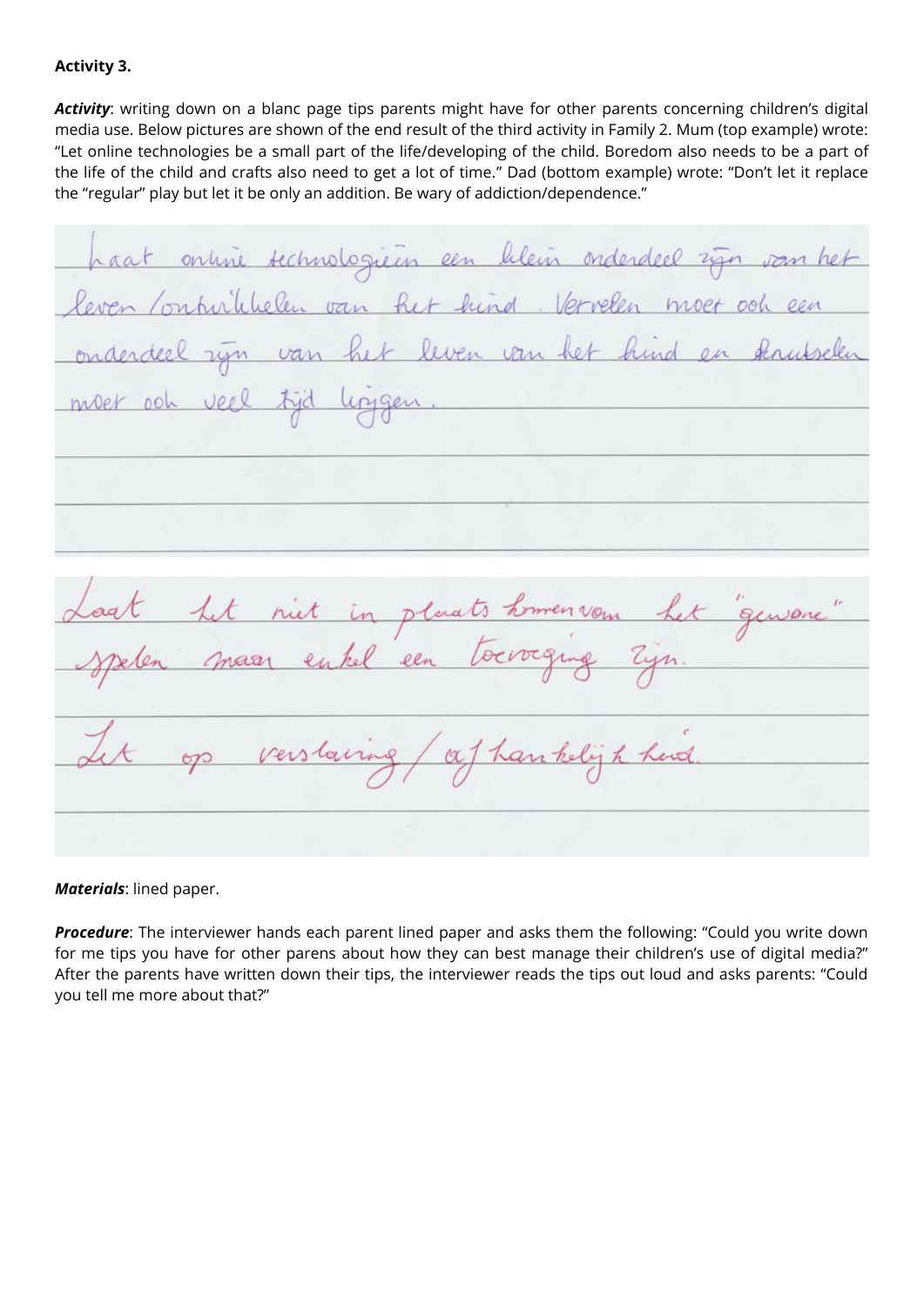**Activity 3.**

***Activity***: writing down on a blanc page tips parents might have for other parents concerning children's digital media use. Below pictures are shown of the end result of the third activity in Family 2. Mum (top example) wrote: "Let online technologies be a small part of the life/developing of the child. Boredom also needs to be a part of the life of the child and crafts also need to get a lot of time." Dad (bottom example) wrote: "Don't let it replace the "regular" play but let it be only an addition. Be wary of addiction/dependence."

Laat online technologieën een klein onderdeel zijn van het leven / ontwikkelen van het kind. Vervelen moet ook een onderdeel zijn van het leven van het kind en knutselen moet ook veel tijd krijgen.

Laat het niet in plaats komen van het "gewone" spelen maar enkel een toevoeging zijn.

Let op verslaving / afhankelijk kind.

***Materials***: lined paper.

***Procedure***: The interviewer hands each parent lined paper and asks them the following: "Could you write down for me tips you have for other parens about how they can best manage their children's use of digital media?" After the parents have written down their tips, the interviewer reads the tips out loud and asks parents: "Could you tell me more about that?"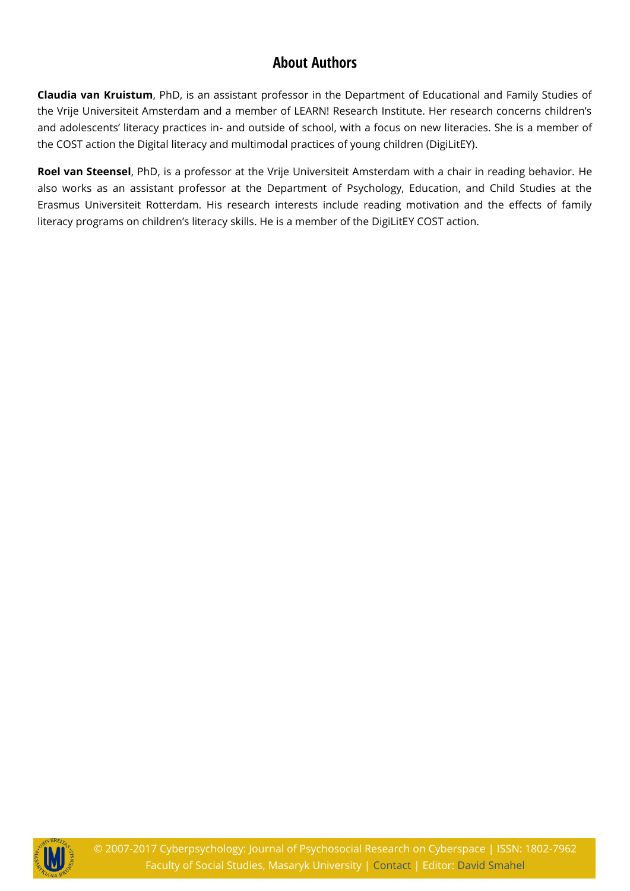## About Authors

**Claudia van Kruistum**, PhD, is an assistant professor in the Department of Educational and Family Studies of the Vrije Universiteit Amsterdam and a member of LEARN! Research Institute. Her research concerns children's and adolescents' literacy practices in- and outside of school, with a focus on new literacies. She is a member of the COST action the Digital literacy and multimodal practices of young children (DigiLitEY).

**Roel van Steensel**, PhD, is a professor at the Vrije Universiteit Amsterdam with a chair in reading behavior. He also works as an assistant professor at the Department of Psychology, Education, and Child Studies at the Erasmus Universiteit Rotterdam. His research interests include reading motivation and the effects of family literacy programs on children's literacy skills. He is a member of the DigiLitEY COST action.